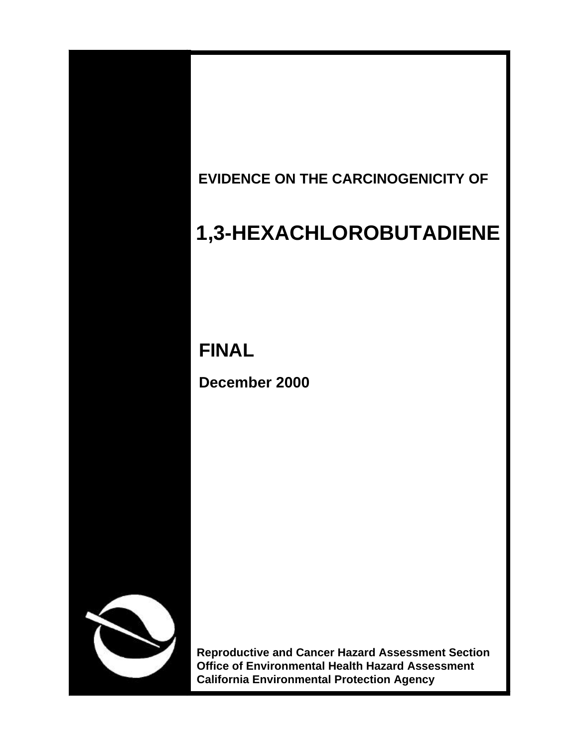**EVIDENCE ON THE CARCINOGENICITY OF**

# 1,3-HEXACHLOROBUTADIENE

## FINAL

**December 2000**

**Reproductive and Cancer Hazard Assessment Section**
**Office of Environmental Health Hazard Assessment**
**California Environmental Protection Agency**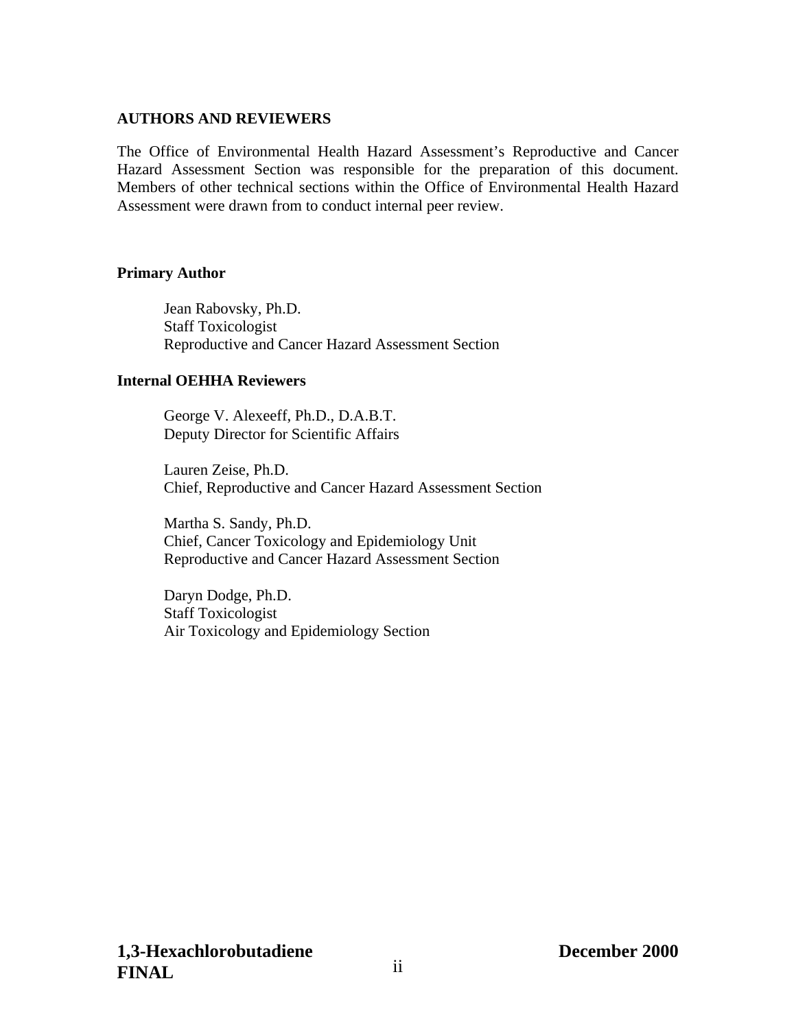## AUTHORS AND REVIEWERS

The Office of Environmental Health Hazard Assessment's Reproductive and Cancer Hazard Assessment Section was responsible for the preparation of this document. Members of other technical sections within the Office of Environmental Health Hazard Assessment were drawn from to conduct internal peer review.

### Primary Author

Jean Rabovsky, Ph.D.
Staff Toxicologist
Reproductive and Cancer Hazard Assessment Section

### Internal OEHHA Reviewers

George V. Alexeeff, Ph.D., D.A.B.T.
Deputy Director for Scientific Affairs

Lauren Zeise, Ph.D.
Chief, Reproductive and Cancer Hazard Assessment Section

Martha S. Sandy, Ph.D.
Chief, Cancer Toxicology and Epidemiology Unit
Reproductive and Cancer Hazard Assessment Section

Daryn Dodge, Ph.D.
Staff Toxicologist
Air Toxicology and Epidemiology Section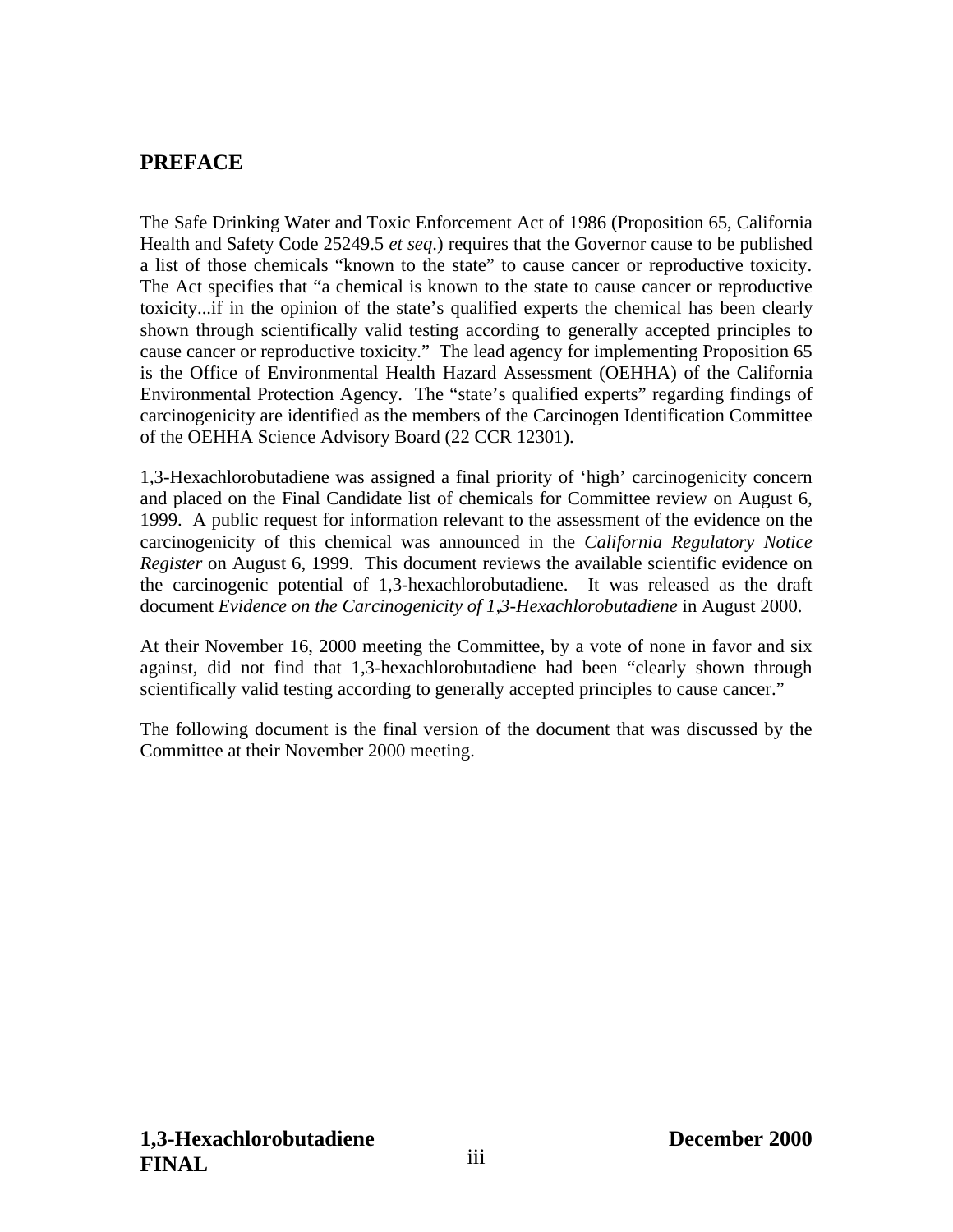## PREFACE

The Safe Drinking Water and Toxic Enforcement Act of 1986 (Proposition 65, California Health and Safety Code 25249.5 *et seq*.) requires that the Governor cause to be published a list of those chemicals "known to the state" to cause cancer or reproductive toxicity. The Act specifies that "a chemical is known to the state to cause cancer or reproductive toxicity...if in the opinion of the state's qualified experts the chemical has been clearly shown through scientifically valid testing according to generally accepted principles to cause cancer or reproductive toxicity." The lead agency for implementing Proposition 65 is the Office of Environmental Health Hazard Assessment (OEHHA) of the California Environmental Protection Agency. The "state's qualified experts" regarding findings of carcinogenicity are identified as the members of the Carcinogen Identification Committee of the OEHHA Science Advisory Board (22 CCR 12301).

1,3-Hexachlorobutadiene was assigned a final priority of 'high' carcinogenicity concern and placed on the Final Candidate list of chemicals for Committee review on August 6, 1999. A public request for information relevant to the assessment of the evidence on the carcinogenicity of this chemical was announced in the *California Regulatory Notice Register* on August 6, 1999. This document reviews the available scientific evidence on the carcinogenic potential of 1,3-hexachlorobutadiene. It was released as the draft document *Evidence on the Carcinogenicity of 1,3-Hexachlorobutadiene* in August 2000.

At their November 16, 2000 meeting the Committee, by a vote of none in favor and six against, did not find that 1,3-hexachlorobutadiene had been "clearly shown through scientifically valid testing according to generally accepted principles to cause cancer."

The following document is the final version of the document that was discussed by the Committee at their November 2000 meeting.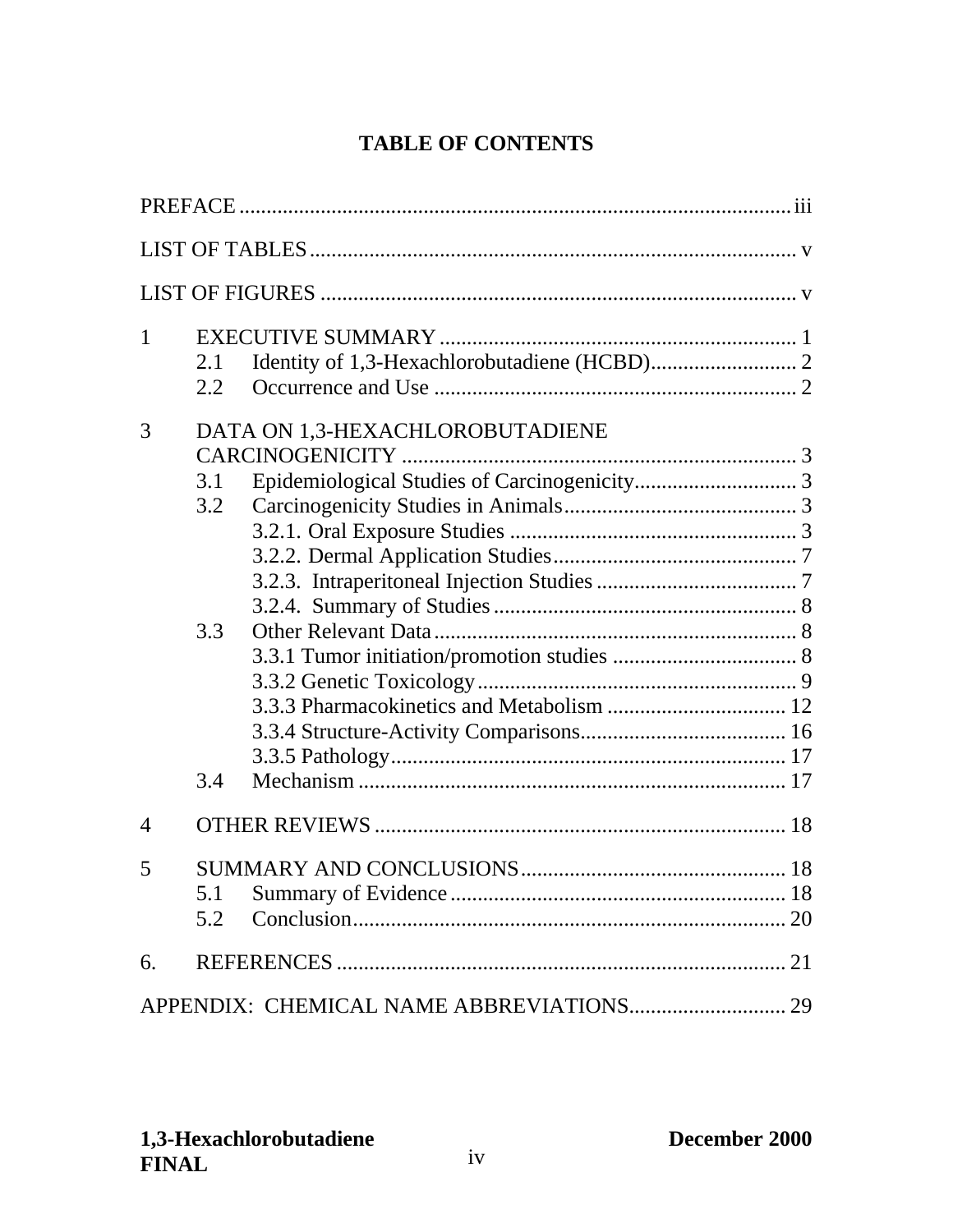# TABLE OF CONTENTS

PREFACE ........................................................................................ iii

LIST OF TABLES ........................................................................... v

LIST OF FIGURES .......................................................................... v

1 EXECUTIVE SUMMARY ................................................................ 1
- 2.1 Identity of 1,3-Hexachlorobutadiene (HCBD) ........................... 2
- 2.2 Occurrence and Use .................................................................. 2

3 DATA ON 1,3-HEXACHLOROBUTADIENE CARCINOGENICITY ........................................................................ 3
- 3.1 Epidemiological Studies of Carcinogenicity .............................. 3
- 3.2 Carcinogenicity Studies in Animals ........................................... 3
  - 3.2.1. Oral Exposure Studies ..................................................... 3
  - 3.2.2. Dermal Application Studies ............................................. 7
  - 3.2.3. Intraperitoneal Injection Studies ..................................... 7
  - 3.2.4. Summary of Studies ........................................................ 8
- 3.3 Other Relevant Data .................................................................. 8
  - 3.3.1 Tumor initiation/promotion studies .................................. 8
  - 3.3.2 Genetic Toxicology ........................................................... 9
  - 3.3.3 Pharmacokinetics and Metabolism ................................. 12
  - 3.3.4 Structure-Activity Comparisons ...................................... 16
  - 3.3.5 Pathology ........................................................................ 17
- 3.4 Mechanism .............................................................................. 17

4 OTHER REVIEWS ........................................................................... 18

5 SUMMARY AND CONCLUSIONS ................................................. 18
- 5.1 Summary of Evidence .............................................................. 18
- 5.2 Conclusion ............................................................................... 20

6. REFERENCES ................................................................................ 21

APPENDIX: CHEMICAL NAME ABBREVIATIONS ............................ 29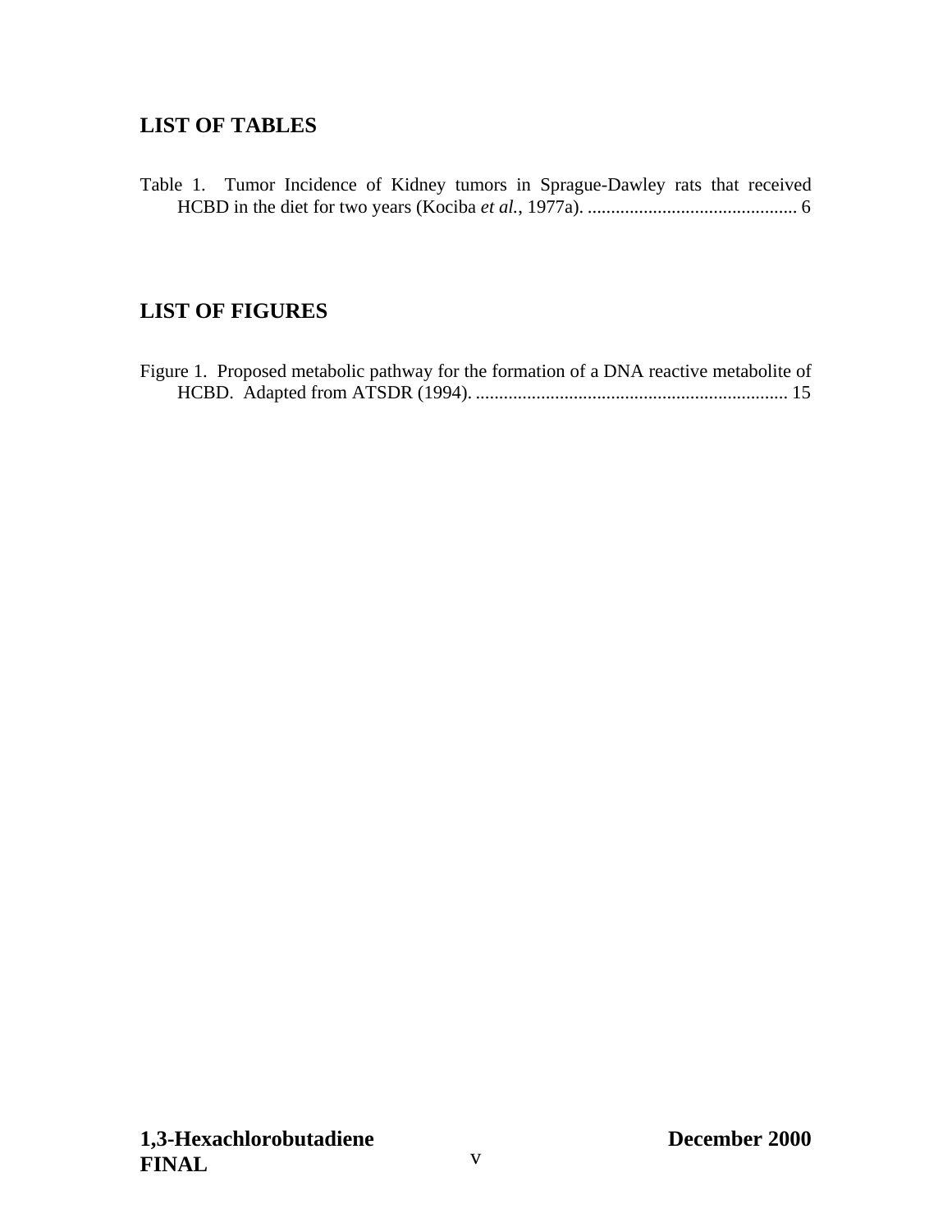## LIST OF TABLES

Table 1. Tumor Incidence of Kidney tumors in Sprague-Dawley rats that received HCBD in the diet for two years (Kociba *et al.*, 1977a). ............................................ 6

## LIST OF FIGURES

Figure 1. Proposed metabolic pathway for the formation of a DNA reactive metabolite of HCBD. Adapted from ATSDR (1994). .................................................................. 15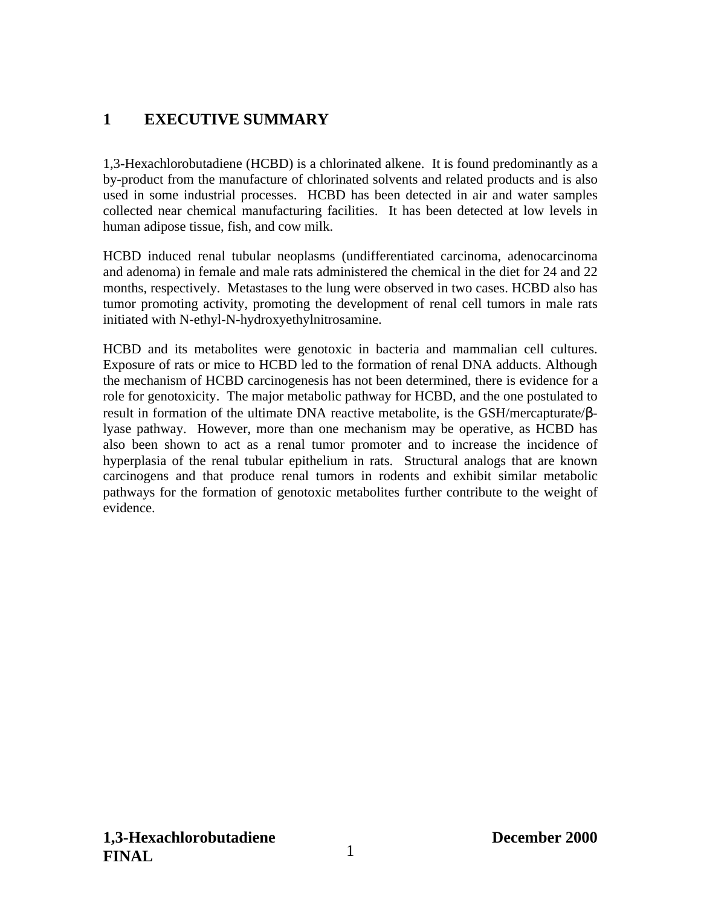# 1 EXECUTIVE SUMMARY

1,3-Hexachlorobutadiene (HCBD) is a chlorinated alkene. It is found predominantly as a by-product from the manufacture of chlorinated solvents and related products and is also used in some industrial processes. HCBD has been detected in air and water samples collected near chemical manufacturing facilities. It has been detected at low levels in human adipose tissue, fish, and cow milk.

HCBD induced renal tubular neoplasms (undifferentiated carcinoma, adenocarcinoma and adenoma) in female and male rats administered the chemical in the diet for 24 and 22 months, respectively. Metastases to the lung were observed in two cases. HCBD also has tumor promoting activity, promoting the development of renal cell tumors in male rats initiated with N-ethyl-N-hydroxyethylnitrosamine.

HCBD and its metabolites were genotoxic in bacteria and mammalian cell cultures. Exposure of rats or mice to HCBD led to the formation of renal DNA adducts. Although the mechanism of HCBD carcinogenesis has not been determined, there is evidence for a role for genotoxicity. The major metabolic pathway for HCBD, and the one postulated to result in formation of the ultimate DNA reactive metabolite, is the GSH/mercapturate/β-lyase pathway. However, more than one mechanism may be operative, as HCBD has also been shown to act as a renal tumor promoter and to increase the incidence of hyperplasia of the renal tubular epithelium in rats. Structural analogs that are known carcinogens and that produce renal tumors in rodents and exhibit similar metabolic pathways for the formation of genotoxic metabolites further contribute to the weight of evidence.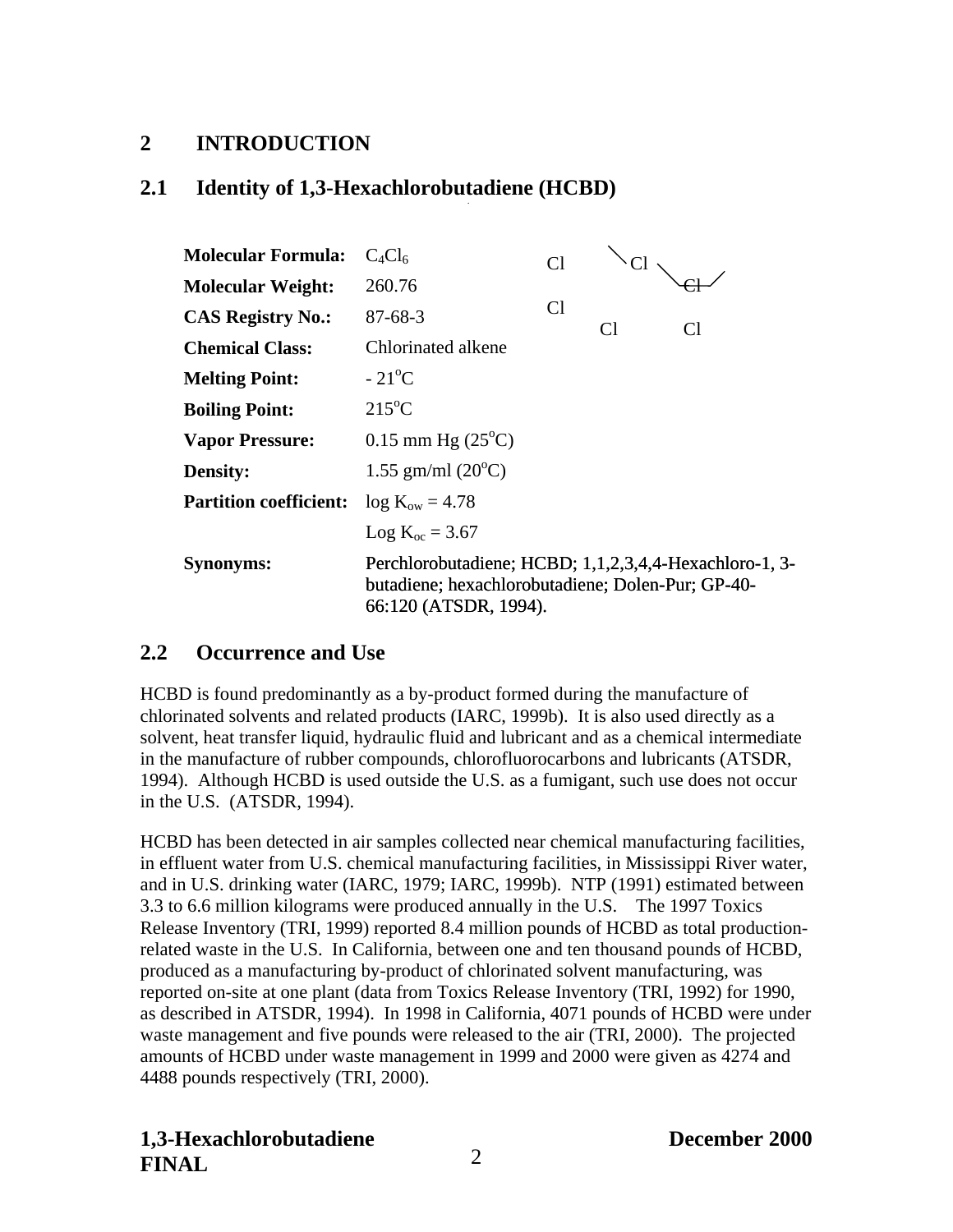## 2 INTRODUCTION

### 2.1 Identity of 1,3-Hexachlorobutadiene (HCBD)

| | |
|---|---|
| **Molecular Formula:** | $C_4Cl_6$ |
| **Molecular Weight:** | 260.76 |
| **CAS Registry No.:** | 87-68-3 |
| **Chemical Class:** | Chlorinated alkene |
| **Melting Point:** | - 21°C |
| **Boiling Point:** | 215°C |
| **Vapor Pressure:** | 0.15 mm Hg (25°C) |
| **Density:** | 1.55 gm/ml (20°C) |
| **Partition coefficient:** | log $K_{ow}$ = 4.78 |
| | Log $K_{oc}$ = 3.67 |
| **Synonyms:** | Perchlorobutadiene; HCBD; 1,1,2,3,4,4-Hexachloro-1, 3-butadiene; hexachlorobutadiene; Dolen-Pur; GP-40-66:120 (ATSDR, 1994). |

### 2.2 Occurrence and Use

HCBD is found predominantly as a by-product formed during the manufacture of chlorinated solvents and related products (IARC, 1999b). It is also used directly as a solvent, heat transfer liquid, hydraulic fluid and lubricant and as a chemical intermediate in the manufacture of rubber compounds, chlorofluorocarbons and lubricants (ATSDR, 1994). Although HCBD is used outside the U.S. as a fumigant, such use does not occur in the U.S. (ATSDR, 1994).

HCBD has been detected in air samples collected near chemical manufacturing facilities, in effluent water from U.S. chemical manufacturing facilities, in Mississippi River water, and in U.S. drinking water (IARC, 1979; IARC, 1999b). NTP (1991) estimated between 3.3 to 6.6 million kilograms were produced annually in the U.S. The 1997 Toxics Release Inventory (TRI, 1999) reported 8.4 million pounds of HCBD as total production-related waste in the U.S. In California, between one and ten thousand pounds of HCBD, produced as a manufacturing by-product of chlorinated solvent manufacturing, was reported on-site at one plant (data from Toxics Release Inventory (TRI, 1992) for 1990, as described in ATSDR, 1994). In 1998 in California, 4071 pounds of HCBD were under waste management and five pounds were released to the air (TRI, 2000). The projected amounts of HCBD under waste management in 1999 and 2000 were given as 4274 and 4488 pounds respectively (TRI, 2000).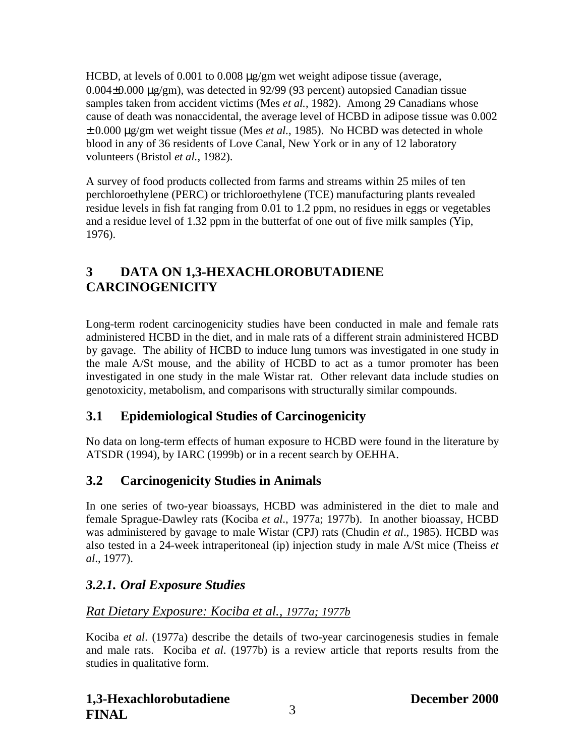HCBD, at levels of 0.001 to 0.008 μg/gm wet weight adipose tissue (average, 0.004±0.000 μg/gm), was detected in 92/99 (93 percent) autopsied Canadian tissue samples taken from accident victims (Mes *et al.*, 1982). Among 29 Canadians whose cause of death was nonaccidental, the average level of HCBD in adipose tissue was 0.002 ± 0.000 μg/gm wet weight tissue (Mes *et al.*, 1985). No HCBD was detected in whole blood in any of 36 residents of Love Canal, New York or in any of 12 laboratory volunteers (Bristol *et al.*, 1982).

A survey of food products collected from farms and streams within 25 miles of ten perchloroethylene (PERC) or trichloroethylene (TCE) manufacturing plants revealed residue levels in fish fat ranging from 0.01 to 1.2 ppm, no residues in eggs or vegetables and a residue level of 1.32 ppm in the butterfat of one out of five milk samples (Yip, 1976).

# 3 DATA ON 1,3-HEXACHLOROBUTADIENE CARCINOGENICITY

Long-term rodent carcinogenicity studies have been conducted in male and female rats administered HCBD in the diet, and in male rats of a different strain administered HCBD by gavage. The ability of HCBD to induce lung tumors was investigated in one study in the male A/St mouse, and the ability of HCBD to act as a tumor promoter has been investigated in one study in the male Wistar rat. Other relevant data include studies on genotoxicity, metabolism, and comparisons with structurally similar compounds.

## 3.1 Epidemiological Studies of Carcinogenicity

No data on long-term effects of human exposure to HCBD were found in the literature by ATSDR (1994), by IARC (1999b) or in a recent search by OEHHA.

## 3.2 Carcinogenicity Studies in Animals

In one series of two-year bioassays, HCBD was administered in the diet to male and female Sprague-Dawley rats (Kociba *et al*., 1977a; 1977b). In another bioassay, HCBD was administered by gavage to male Wistar (CPJ) rats (Chudin *et al*., 1985). HCBD was also tested in a 24-week intraperitoneal (ip) injection study in male A/St mice (Theiss *et al*., 1977).

### *3.2.1. Oral Exposure Studies*

*Rat Dietary Exposure: Kociba et al., 1977a; 1977b*

Kociba *et al*. (1977a) describe the details of two-year carcinogenesis studies in female and male rats. Kociba *et al*. (1977b) is a review article that reports results from the studies in qualitative form.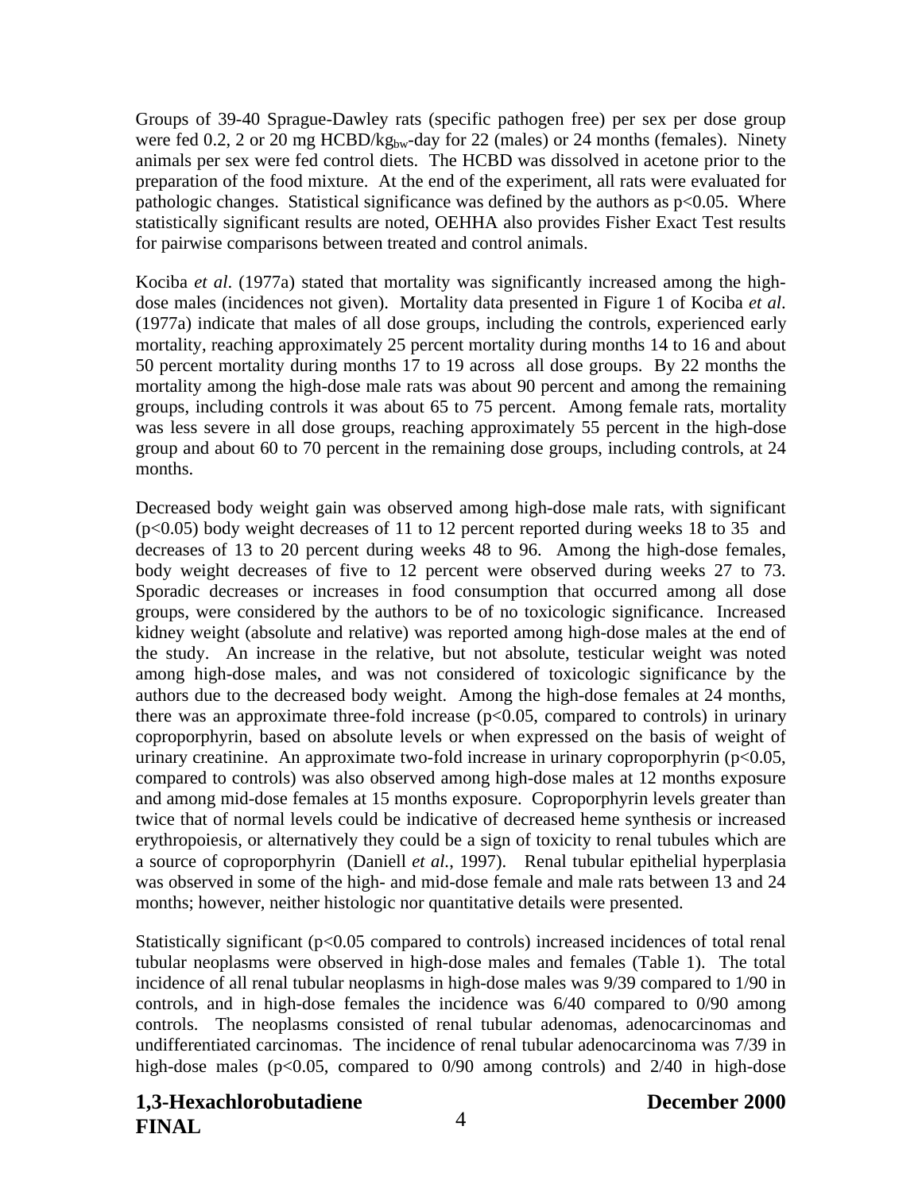Groups of 39-40 Sprague-Dawley rats (specific pathogen free) per sex per dose group were fed 0.2, 2 or 20 mg HCBD/$kg_{bw}$-day for 22 (males) or 24 months (females). Ninety animals per sex were fed control diets. The HCBD was dissolved in acetone prior to the preparation of the food mixture. At the end of the experiment, all rats were evaluated for pathologic changes. Statistical significance was defined by the authors as $p<0.05$. Where statistically significant results are noted, OEHHA also provides Fisher Exact Test results for pairwise comparisons between treated and control animals.

Kociba *et al*. (1977a) stated that mortality was significantly increased among the high-dose males (incidences not given). Mortality data presented in Figure 1 of Kociba *et al*. (1977a) indicate that males of all dose groups, including the controls, experienced early mortality, reaching approximately 25 percent mortality during months 14 to 16 and about 50 percent mortality during months 17 to 19 across all dose groups. By 22 months the mortality among the high-dose male rats was about 90 percent and among the remaining groups, including controls it was about 65 to 75 percent. Among female rats, mortality was less severe in all dose groups, reaching approximately 55 percent in the high-dose group and about 60 to 70 percent in the remaining dose groups, including controls, at 24 months.

Decreased body weight gain was observed among high-dose male rats, with significant ($p<0.05$) body weight decreases of 11 to 12 percent reported during weeks 18 to 35 and decreases of 13 to 20 percent during weeks 48 to 96. Among the high-dose females, body weight decreases of five to 12 percent were observed during weeks 27 to 73. Sporadic decreases or increases in food consumption that occurred among all dose groups, were considered by the authors to be of no toxicologic significance. Increased kidney weight (absolute and relative) was reported among high-dose males at the end of the study. An increase in the relative, but not absolute, testicular weight was noted among high-dose males, and was not considered of toxicologic significance by the authors due to the decreased body weight. Among the high-dose females at 24 months, there was an approximate three-fold increase ($p<0.05$, compared to controls) in urinary coproporphyrin, based on absolute levels or when expressed on the basis of weight of urinary creatinine. An approximate two-fold increase in urinary coproporphyrin ($p<0.05$, compared to controls) was also observed among high-dose males at 12 months exposure and among mid-dose females at 15 months exposure. Coproporphyrin levels greater than twice that of normal levels could be indicative of decreased heme synthesis or increased erythropoiesis, or alternatively they could be a sign of toxicity to renal tubules which are a source of coproporphyrin (Daniell *et al.*, 1997). Renal tubular epithelial hyperplasia was observed in some of the high- and mid-dose female and male rats between 13 and 24 months; however, neither histologic nor quantitative details were presented.

Statistically significant ($p<0.05$ compared to controls) increased incidences of total renal tubular neoplasms were observed in high-dose males and females (Table 1). The total incidence of all renal tubular neoplasms in high-dose males was 9/39 compared to 1/90 in controls, and in high-dose females the incidence was 6/40 compared to 0/90 among controls. The neoplasms consisted of renal tubular adenomas, adenocarcinomas and undifferentiated carcinomas. The incidence of renal tubular adenocarcinoma was 7/39 in high-dose males ($p<0.05$, compared to 0/90 among controls) and 2/40 in high-dose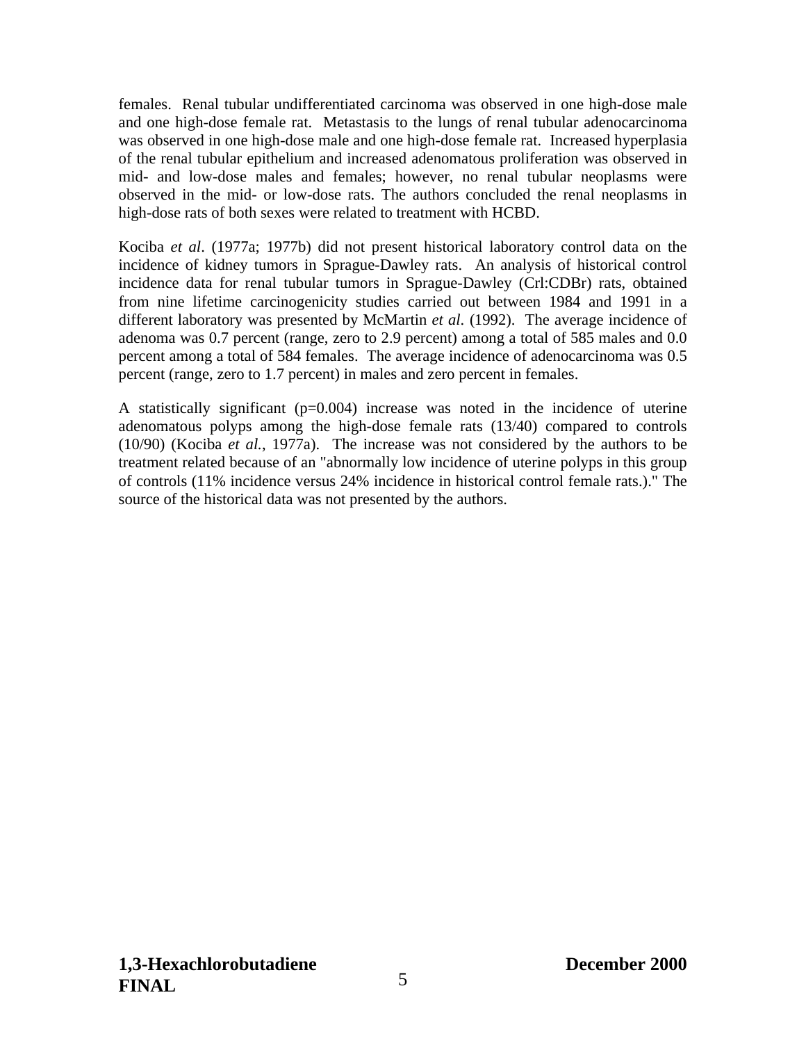females. Renal tubular undifferentiated carcinoma was observed in one high-dose male and one high-dose female rat. Metastasis to the lungs of renal tubular adenocarcinoma was observed in one high-dose male and one high-dose female rat. Increased hyperplasia of the renal tubular epithelium and increased adenomatous proliferation was observed in mid- and low-dose males and females; however, no renal tubular neoplasms were observed in the mid- or low-dose rats. The authors concluded the renal neoplasms in high-dose rats of both sexes were related to treatment with HCBD.

Kociba *et al*. (1977a; 1977b) did not present historical laboratory control data on the incidence of kidney tumors in Sprague-Dawley rats. An analysis of historical control incidence data for renal tubular tumors in Sprague-Dawley (Crl:CDBr) rats, obtained from nine lifetime carcinogenicity studies carried out between 1984 and 1991 in a different laboratory was presented by McMartin *et al*. (1992). The average incidence of adenoma was 0.7 percent (range, zero to 2.9 percent) among a total of 585 males and 0.0 percent among a total of 584 females. The average incidence of adenocarcinoma was 0.5 percent (range, zero to 1.7 percent) in males and zero percent in females.

A statistically significant (p=0.004) increase was noted in the incidence of uterine adenomatous polyps among the high-dose female rats (13/40) compared to controls (10/90) (Kociba *et al.*, 1977a). The increase was not considered by the authors to be treatment related because of an "abnormally low incidence of uterine polyps in this group of controls (11% incidence versus 24% incidence in historical control female rats.)." The source of the historical data was not presented by the authors.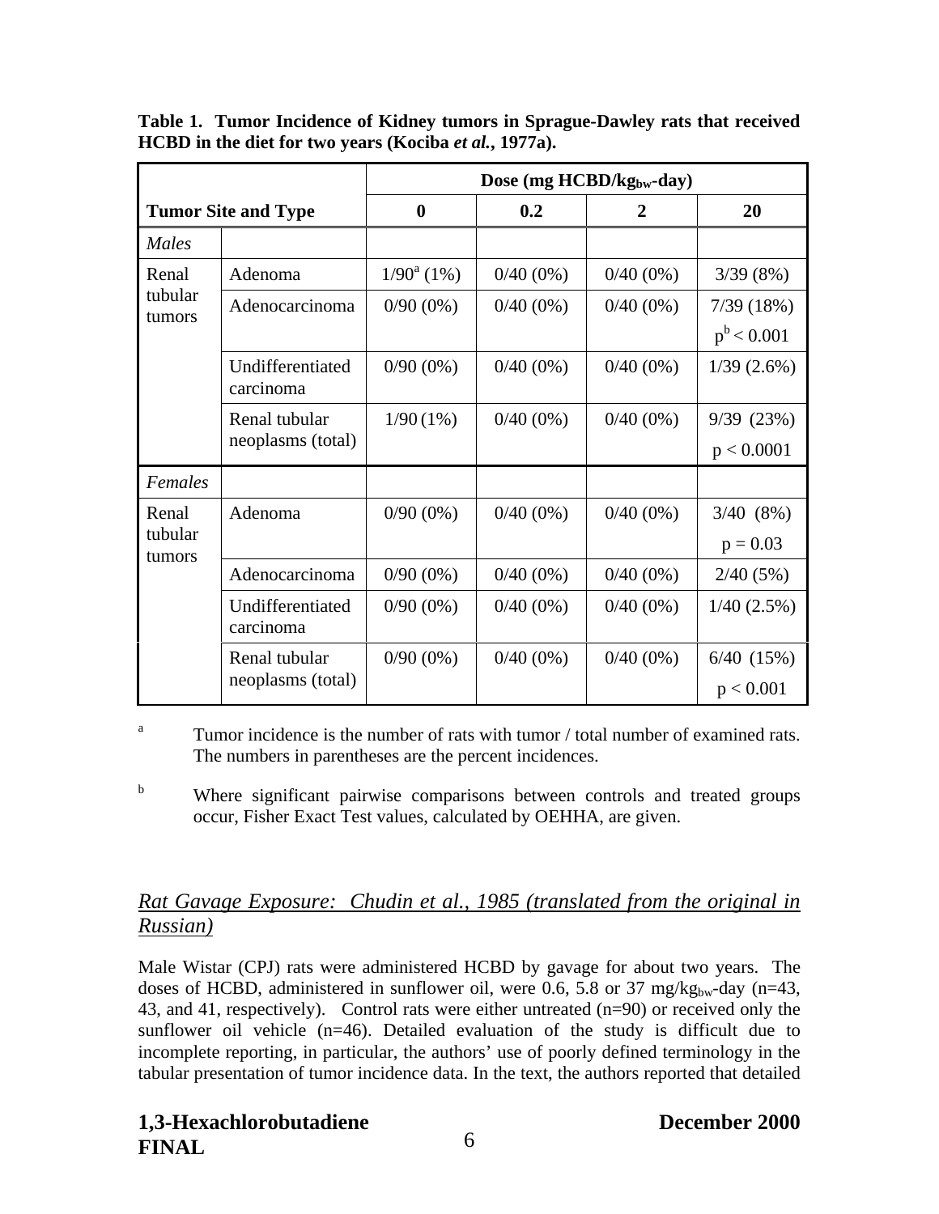**Table 1. Tumor Incidence of Kidney tumors in Sprague-Dawley rats that received HCBD in the diet for two years (Kociba *et al.*, 1977a).**

| Tumor Site and Type | | Dose (mg HCBD/$kg_{bw}$-day) | | | |
|---|---|---|---|---|---|
| | | **0** | **0.2** | **2** | **20** |
| *Males* | | | | | |
| Renal tubular tumors | Adenoma | 1/90[a] (1%) | 0/40 (0%) | 0/40 (0%) | 3/39 (8%) |
| | Adenocarcinoma | 0/90 (0%) | 0/40 (0%) | 0/40 (0%) | 7/39 (18%) p[b] < 0.001 |
| | Undifferentiated carcinoma | 0/90 (0%) | 0/40 (0%) | 0/40 (0%) | 1/39 (2.6%) |
| | Renal tubular neoplasms (total) | 1/90 (1%) | 0/40 (0%) | 0/40 (0%) | 9/39 (23%) $p < 0.0001$ |
| *Females* | | | | | |
| Renal tubular tumors | Adenoma | 0/90 (0%) | 0/40 (0%) | 0/40 (0%) | 3/40 (8%) $p = 0.03$ |
| | Adenocarcinoma | 0/90 (0%) | 0/40 (0%) | 0/40 (0%) | 2/40 (5%) |
| | Undifferentiated carcinoma | 0/90 (0%) | 0/40 (0%) | 0/40 (0%) | 1/40 (2.5%) |
| | Renal tubular neoplasms (total) | 0/90 (0%) | 0/40 (0%) | 0/40 (0%) | 6/40 (15%) $p < 0.001$ |

[a] Tumor incidence is the number of rats with tumor / total number of examined rats. The numbers in parentheses are the percent incidences.

[b] Where significant pairwise comparisons between controls and treated groups occur, Fisher Exact Test values, calculated by OEHHA, are given.

### *Rat Gavage Exposure: Chudin et al., 1985 (translated from the original in Russian)*

Male Wistar (CPJ) rats were administered HCBD by gavage for about two years. The doses of HCBD, administered in sunflower oil, were 0.6, 5.8 or 37 mg/$kg_{bw}$-day (n=43, 43, and 41, respectively). Control rats were either untreated (n=90) or received only the sunflower oil vehicle (n=46). Detailed evaluation of the study is difficult due to incomplete reporting, in particular, the authors' use of poorly defined terminology in the tabular presentation of tumor incidence data. In the text, the authors reported that detailed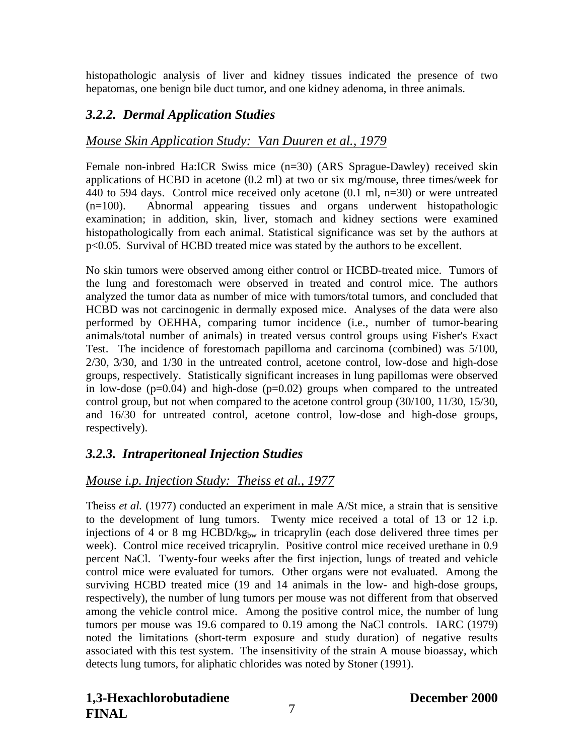histopathologic analysis of liver and kidney tissues indicated the presence of two hepatomas, one benign bile duct tumor, and one kidney adenoma, in three animals.

### *3.2.2. Dermal Application Studies*

*Mouse Skin Application Study: Van Duuren et al., 1979*

Female non-inbred Ha:ICR Swiss mice (n=30) (ARS Sprague-Dawley) received skin applications of HCBD in acetone (0.2 ml) at two or six mg/mouse, three times/week for 440 to 594 days. Control mice received only acetone (0.1 ml, n=30) or were untreated (n=100). Abnormal appearing tissues and organs underwent histopathologic examination; in addition, skin, liver, stomach and kidney sections were examined histopathologically from each animal. Statistical significance was set by the authors at $p<0.05$. Survival of HCBD treated mice was stated by the authors to be excellent.

No skin tumors were observed among either control or HCBD-treated mice. Tumors of the lung and forestomach were observed in treated and control mice. The authors analyzed the tumor data as number of mice with tumors/total tumors, and concluded that HCBD was not carcinogenic in dermally exposed mice. Analyses of the data were also performed by OEHHA, comparing tumor incidence (i.e., number of tumor-bearing animals/total number of animals) in treated versus control groups using Fisher's Exact Test. The incidence of forestomach papilloma and carcinoma (combined) was 5/100, 2/30, 3/30, and 1/30 in the untreated control, acetone control, low-dose and high-dose groups, respectively. Statistically significant increases in lung papillomas were observed in low-dose ($p=0.04$) and high-dose ($p=0.02$) groups when compared to the untreated control group, but not when compared to the acetone control group (30/100, 11/30, 15/30, and 16/30 for untreated control, acetone control, low-dose and high-dose groups, respectively).

### *3.2.3. Intraperitoneal Injection Studies*

*Mouse i.p. Injection Study: Theiss et al., 1977*

Theiss *et al.* (1977) conducted an experiment in male A/St mice, a strain that is sensitive to the development of lung tumors. Twenty mice received a total of 13 or 12 i.p. injections of 4 or 8 mg HCBD/$kg_{bw}$ in tricaprylin (each dose delivered three times per week). Control mice received tricaprylin. Positive control mice received urethane in 0.9 percent NaCl. Twenty-four weeks after the first injection, lungs of treated and vehicle control mice were evaluated for tumors. Other organs were not evaluated. Among the surviving HCBD treated mice (19 and 14 animals in the low- and high-dose groups, respectively), the number of lung tumors per mouse was not different from that observed among the vehicle control mice. Among the positive control mice, the number of lung tumors per mouse was 19.6 compared to 0.19 among the NaCl controls. IARC (1979) noted the limitations (short-term exposure and study duration) of negative results associated with this test system. The insensitivity of the strain A mouse bioassay, which detects lung tumors, for aliphatic chlorides was noted by Stoner (1991).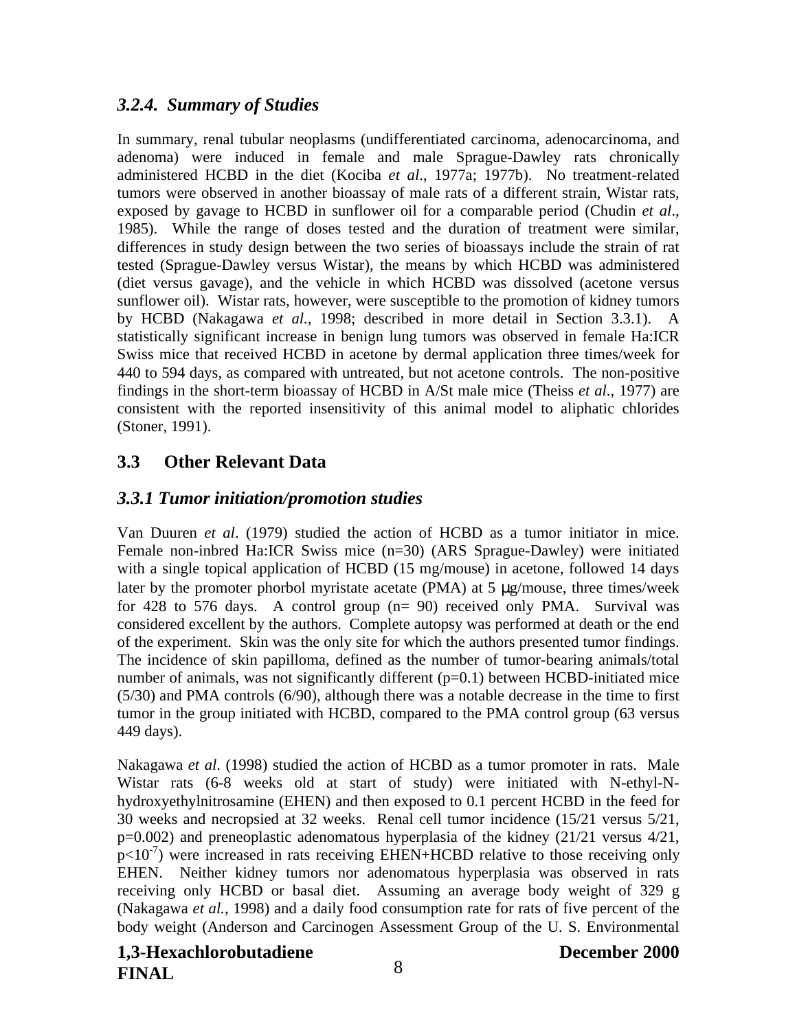### *3.2.4. Summary of Studies*

In summary, renal tubular neoplasms (undifferentiated carcinoma, adenocarcinoma, and adenoma) were induced in female and male Sprague-Dawley rats chronically administered HCBD in the diet (Kociba *et al*., 1977a; 1977b). No treatment-related tumors were observed in another bioassay of male rats of a different strain, Wistar rats, exposed by gavage to HCBD in sunflower oil for a comparable period (Chudin *et al*., 1985). While the range of doses tested and the duration of treatment were similar, differences in study design between the two series of bioassays include the strain of rat tested (Sprague-Dawley versus Wistar), the means by which HCBD was administered (diet versus gavage), and the vehicle in which HCBD was dissolved (acetone versus sunflower oil). Wistar rats, however, were susceptible to the promotion of kidney tumors by HCBD (Nakagawa *et al.*, 1998; described in more detail in Section 3.3.1). A statistically significant increase in benign lung tumors was observed in female Ha:ICR Swiss mice that received HCBD in acetone by dermal application three times/week for 440 to 594 days, as compared with untreated, but not acetone controls. The non-positive findings in the short-term bioassay of HCBD in A/St male mice (Theiss *et al*., 1977) are consistent with the reported insensitivity of this animal model to aliphatic chlorides (Stoner, 1991).

## 3.3 Other Relevant Data

### *3.3.1 Tumor initiation/promotion studies*

Van Duuren *et al*. (1979) studied the action of HCBD as a tumor initiator in mice. Female non-inbred Ha:ICR Swiss mice (n=30) (ARS Sprague-Dawley) were initiated with a single topical application of HCBD (15 mg/mouse) in acetone, followed 14 days later by the promoter phorbol myristate acetate (PMA) at 5 μg/mouse, three times/week for 428 to 576 days. A control group (n= 90) received only PMA. Survival was considered excellent by the authors. Complete autopsy was performed at death or the end of the experiment. Skin was the only site for which the authors presented tumor findings. The incidence of skin papilloma, defined as the number of tumor-bearing animals/total number of animals, was not significantly different (p=0.1) between HCBD-initiated mice (5/30) and PMA controls (6/90), although there was a notable decrease in the time to first tumor in the group initiated with HCBD, compared to the PMA control group (63 versus 449 days).

Nakagawa *et al*. (1998) studied the action of HCBD as a tumor promoter in rats. Male Wistar rats (6-8 weeks old at start of study) were initiated with N-ethyl-N-hydroxyethylnitrosamine (EHEN) and then exposed to 0.1 percent HCBD in the feed for 30 weeks and necropsied at 32 weeks. Renal cell tumor incidence (15/21 versus 5/21, p=0.002) and preneoplastic adenomatous hyperplasia of the kidney (21/21 versus 4/21, $p<10^{-7}$) were increased in rats receiving EHEN+HCBD relative to those receiving only EHEN. Neither kidney tumors nor adenomatous hyperplasia was observed in rats receiving only HCBD or basal diet. Assuming an average body weight of 329 g (Nakagawa *et al.*, 1998) and a daily food consumption rate for rats of five percent of the body weight (Anderson and Carcinogen Assessment Group of the U. S. Environmental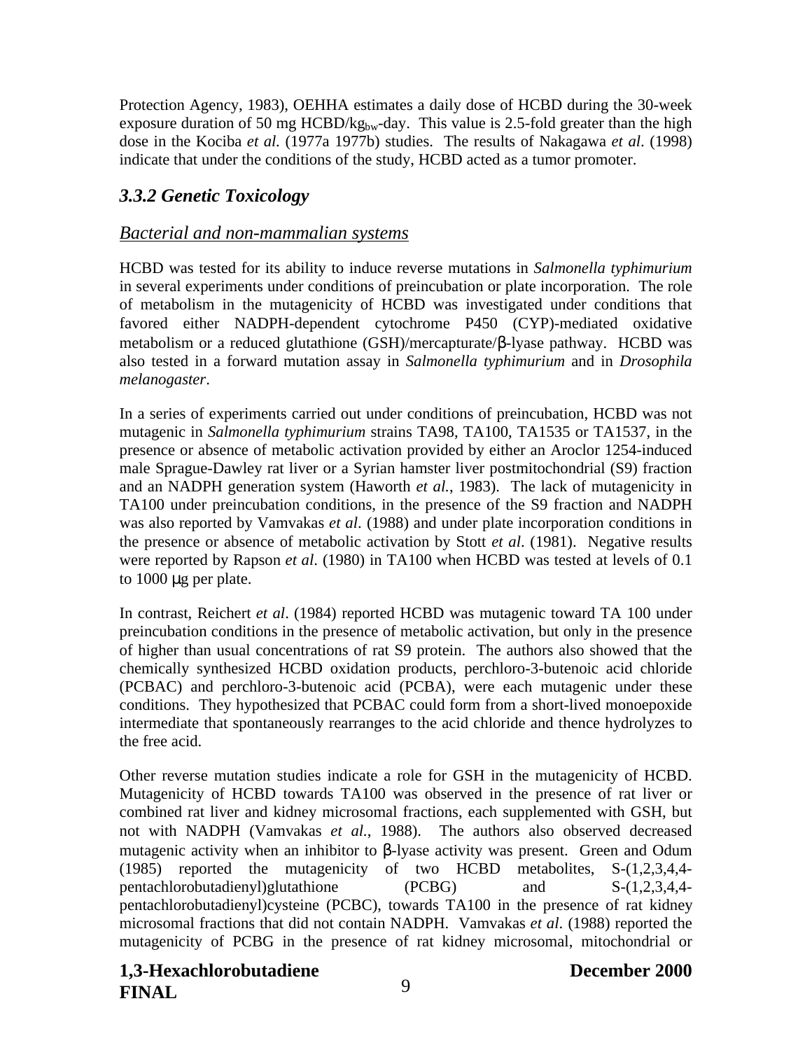Protection Agency, 1983), OEHHA estimates a daily dose of HCBD during the 30-week exposure duration of 50 mg HCBD/kg$_{bw}$-day. This value is 2.5-fold greater than the high dose in the Kociba *et al.* (1977a 1977b) studies. The results of Nakagawa *et al.* (1998) indicate that under the conditions of the study, HCBD acted as a tumor promoter.

### *3.3.2 Genetic Toxicology*

*Bacterial and non-mammalian systems*

HCBD was tested for its ability to induce reverse mutations in *Salmonella typhimurium* in several experiments under conditions of preincubation or plate incorporation. The role of metabolism in the mutagenicity of HCBD was investigated under conditions that favored either NADPH-dependent cytochrome P450 (CYP)-mediated oxidative metabolism or a reduced glutathione (GSH)/mercapturate/β-lyase pathway. HCBD was also tested in a forward mutation assay in *Salmonella typhimurium* and in *Drosophila melanogaster*.

In a series of experiments carried out under conditions of preincubation, HCBD was not mutagenic in *Salmonella typhimurium* strains TA98, TA100, TA1535 or TA1537, in the presence or absence of metabolic activation provided by either an Aroclor 1254-induced male Sprague-Dawley rat liver or a Syrian hamster liver postmitochondrial (S9) fraction and an NADPH generation system (Haworth *et al.*, 1983). The lack of mutagenicity in TA100 under preincubation conditions, in the presence of the S9 fraction and NADPH was also reported by Vamvakas *et al*. (1988) and under plate incorporation conditions in the presence or absence of metabolic activation by Stott *et al*. (1981). Negative results were reported by Rapson *et al*. (1980) in TA100 when HCBD was tested at levels of 0.1 to 1000 μg per plate.

In contrast, Reichert *et al*. (1984) reported HCBD was mutagenic toward TA 100 under preincubation conditions in the presence of metabolic activation, but only in the presence of higher than usual concentrations of rat S9 protein. The authors also showed that the chemically synthesized HCBD oxidation products, perchloro-3-butenoic acid chloride (PCBAC) and perchloro-3-butenoic acid (PCBA), were each mutagenic under these conditions. They hypothesized that PCBAC could form from a short-lived monoepoxide intermediate that spontaneously rearranges to the acid chloride and thence hydrolyzes to the free acid.

Other reverse mutation studies indicate a role for GSH in the mutagenicity of HCBD. Mutagenicity of HCBD towards TA100 was observed in the presence of rat liver or combined rat liver and kidney microsomal fractions, each supplemented with GSH, but not with NADPH (Vamvakas *et al.*, 1988). The authors also observed decreased mutagenic activity when an inhibitor to β-lyase activity was present. Green and Odum (1985) reported the mutagenicity of two HCBD metabolites, S-(1,2,3,4,4-pentachlorobutadienyl)glutathione (PCBG) and S-(1,2,3,4,4-pentachlorobutadienyl)cysteine (PCBC), towards TA100 in the presence of rat kidney microsomal fractions that did not contain NADPH. Vamvakas *et al.* (1988) reported the mutagenicity of PCBG in the presence of rat kidney microsomal, mitochondrial or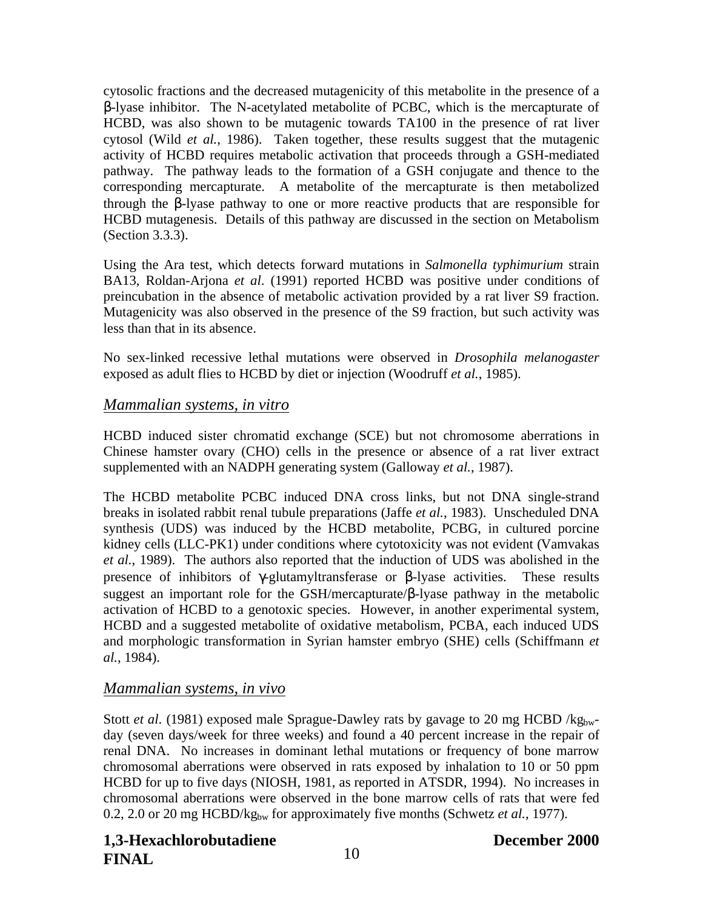cytosolic fractions and the decreased mutagenicity of this metabolite in the presence of a β-lyase inhibitor. The N-acetylated metabolite of PCBC, which is the mercapturate of HCBD, was also shown to be mutagenic towards TA100 in the presence of rat liver cytosol (Wild *et al.*, 1986). Taken together, these results suggest that the mutagenic activity of HCBD requires metabolic activation that proceeds through a GSH-mediated pathway. The pathway leads to the formation of a GSH conjugate and thence to the corresponding mercapturate. A metabolite of the mercapturate is then metabolized through the β-lyase pathway to one or more reactive products that are responsible for HCBD mutagenesis. Details of this pathway are discussed in the section on Metabolism (Section 3.3.3).

Using the Ara test, which detects forward mutations in *Salmonella typhimurium* strain BA13, Roldan-Arjona *et al*. (1991) reported HCBD was positive under conditions of preincubation in the absence of metabolic activation provided by a rat liver S9 fraction. Mutagenicity was also observed in the presence of the S9 fraction, but such activity was less than that in its absence.

No sex-linked recessive lethal mutations were observed in *Drosophila melanogaster* exposed as adult flies to HCBD by diet or injection (Woodruff *et al.*, 1985).

## *Mammalian systems, in vitro*

HCBD induced sister chromatid exchange (SCE) but not chromosome aberrations in Chinese hamster ovary (CHO) cells in the presence or absence of a rat liver extract supplemented with an NADPH generating system (Galloway *et al.*, 1987).

The HCBD metabolite PCBC induced DNA cross links, but not DNA single-strand breaks in isolated rabbit renal tubule preparations (Jaffe *et al.*, 1983). Unscheduled DNA synthesis (UDS) was induced by the HCBD metabolite, PCBG, in cultured porcine kidney cells (LLC-PK1) under conditions where cytotoxicity was not evident (Vamvakas *et al.*, 1989). The authors also reported that the induction of UDS was abolished in the presence of inhibitors of γ-glutamyltransferase or β-lyase activities. These results suggest an important role for the GSH/mercapturate/β-lyase pathway in the metabolic activation of HCBD to a genotoxic species. However, in another experimental system, HCBD and a suggested metabolite of oxidative metabolism, PCBA, each induced UDS and morphologic transformation in Syrian hamster embryo (SHE) cells (Schiffmann *et al.*, 1984).

## *Mammalian systems, in vivo*

Stott *et al*. (1981) exposed male Sprague-Dawley rats by gavage to 20 mg HCBD /$kg_{bw}$-day (seven days/week for three weeks) and found a 40 percent increase in the repair of renal DNA. No increases in dominant lethal mutations or frequency of bone marrow chromosomal aberrations were observed in rats exposed by inhalation to 10 or 50 ppm HCBD for up to five days (NIOSH, 1981, as reported in ATSDR, 1994). No increases in chromosomal aberrations were observed in the bone marrow cells of rats that were fed 0.2, 2.0 or 20 mg HCBD/$kg_{bw}$ for approximately five months (Schwetz *et al.*, 1977).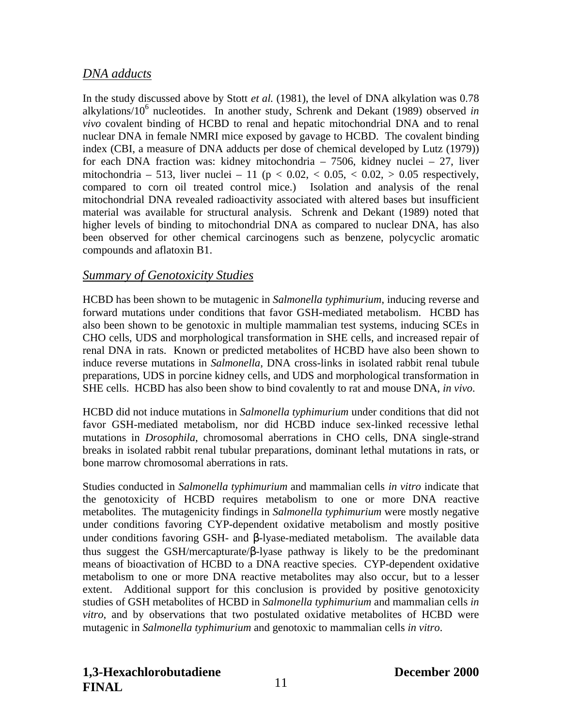### *DNA adducts*

In the study discussed above by Stott *et al.* (1981), the level of DNA alkylation was 0.78 alkylations/$10^6$ nucleotides. In another study, Schrenk and Dekant (1989) observed *in vivo* covalent binding of HCBD to renal and hepatic mitochondrial DNA and to renal nuclear DNA in female NMRI mice exposed by gavage to HCBD. The covalent binding index (CBI, a measure of DNA adducts per dose of chemical developed by Lutz (1979)) for each DNA fraction was: kidney mitochondria – 7506, kidney nuclei – 27, liver mitochondria – 513, liver nuclei – 11 ($p < 0.02$, $< 0.05$, $< 0.02$, $> 0.05$ respectively, compared to corn oil treated control mice.) Isolation and analysis of the renal mitochondrial DNA revealed radioactivity associated with altered bases but insufficient material was available for structural analysis. Schrenk and Dekant (1989) noted that higher levels of binding to mitochondrial DNA as compared to nuclear DNA, has also been observed for other chemical carcinogens such as benzene, polycyclic aromatic compounds and aflatoxin B1.

### *Summary of Genotoxicity Studies*

HCBD has been shown to be mutagenic in *Salmonella typhimurium*, inducing reverse and forward mutations under conditions that favor GSH-mediated metabolism. HCBD has also been shown to be genotoxic in multiple mammalian test systems, inducing SCEs in CHO cells, UDS and morphological transformation in SHE cells, and increased repair of renal DNA in rats. Known or predicted metabolites of HCBD have also been shown to induce reverse mutations in *Salmonella*, DNA cross-links in isolated rabbit renal tubule preparations, UDS in porcine kidney cells, and UDS and morphological transformation in SHE cells. HCBD has also been show to bind covalently to rat and mouse DNA, *in vivo*.

HCBD did not induce mutations in *Salmonella typhimurium* under conditions that did not favor GSH-mediated metabolism, nor did HCBD induce sex-linked recessive lethal mutations in *Drosophila*, chromosomal aberrations in CHO cells, DNA single-strand breaks in isolated rabbit renal tubular preparations, dominant lethal mutations in rats, or bone marrow chromosomal aberrations in rats.

Studies conducted in *Salmonella typhimurium* and mammalian cells *in vitro* indicate that the genotoxicity of HCBD requires metabolism to one or more DNA reactive metabolites. The mutagenicity findings in *Salmonella typhimurium* were mostly negative under conditions favoring CYP-dependent oxidative metabolism and mostly positive under conditions favoring GSH- and β-lyase-mediated metabolism. The available data thus suggest the GSH/mercapturate/β-lyase pathway is likely to be the predominant means of bioactivation of HCBD to a DNA reactive species. CYP-dependent oxidative metabolism to one or more DNA reactive metabolites may also occur, but to a lesser extent. Additional support for this conclusion is provided by positive genotoxicity studies of GSH metabolites of HCBD in *Salmonella typhimurium* and mammalian cells *in vitro*, and by observations that two postulated oxidative metabolites of HCBD were mutagenic in *Salmonella typhimurium* and genotoxic to mammalian cells *in vitro*.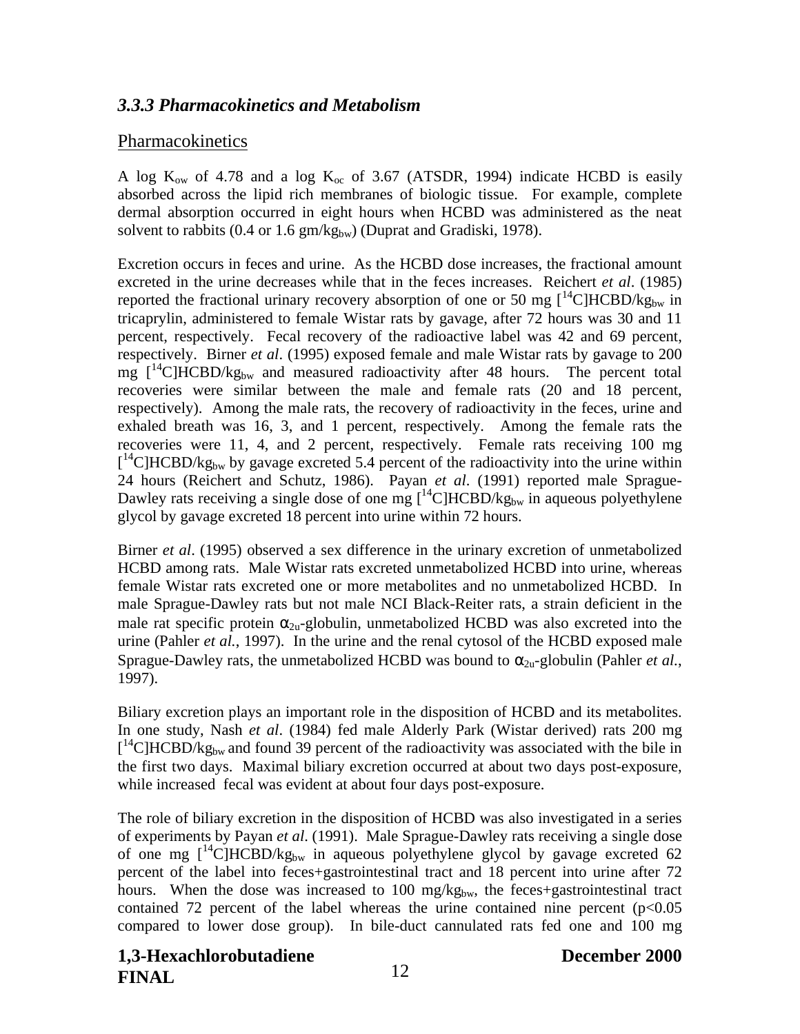### *3.3.3 Pharmacokinetics and Metabolism*

Pharmacokinetics

A log $K_{ow}$ of 4.78 and a log $K_{oc}$ of 3.67 (ATSDR, 1994) indicate HCBD is easily absorbed across the lipid rich membranes of biologic tissue. For example, complete dermal absorption occurred in eight hours when HCBD was administered as the neat solvent to rabbits (0.4 or 1.6 gm/$kg_{bw}$) (Duprat and Gradiski, 1978).

Excretion occurs in feces and urine. As the HCBD dose increases, the fractional amount excreted in the urine decreases while that in the feces increases. Reichert *et al*. (1985) reported the fractional urinary recovery absorption of one or 50 mg [$^{14}$C]HCBD/$kg_{bw}$ in tricaprylin, administered to female Wistar rats by gavage, after 72 hours was 30 and 11 percent, respectively. Fecal recovery of the radioactive label was 42 and 69 percent, respectively. Birner *et al*. (1995) exposed female and male Wistar rats by gavage to 200 mg [$^{14}$C]HCBD/$kg_{bw}$ and measured radioactivity after 48 hours. The percent total recoveries were similar between the male and female rats (20 and 18 percent, respectively). Among the male rats, the recovery of radioactivity in the feces, urine and exhaled breath was 16, 3, and 1 percent, respectively. Among the female rats the recoveries were 11, 4, and 2 percent, respectively. Female rats receiving 100 mg [$^{14}$C]HCBD/$kg_{bw}$ by gavage excreted 5.4 percent of the radioactivity into the urine within 24 hours (Reichert and Schutz, 1986). Payan *et al*. (1991) reported male Sprague-Dawley rats receiving a single dose of one mg [$^{14}$C]HCBD/$kg_{bw}$ in aqueous polyethylene glycol by gavage excreted 18 percent into urine within 72 hours.

Birner *et al*. (1995) observed a sex difference in the urinary excretion of unmetabolized HCBD among rats. Male Wistar rats excreted unmetabolized HCBD into urine, whereas female Wistar rats excreted one or more metabolites and no unmetabolized HCBD. In male Sprague-Dawley rats but not male NCI Black-Reiter rats, a strain deficient in the male rat specific protein $\alpha_{2u}$-globulin, unmetabolized HCBD was also excreted into the urine (Pahler *et al.*, 1997). In the urine and the renal cytosol of the HCBD exposed male Sprague-Dawley rats, the unmetabolized HCBD was bound to $\alpha_{2u}$-globulin (Pahler *et al.*, 1997).

Biliary excretion plays an important role in the disposition of HCBD and its metabolites. In one study, Nash *et al*. (1984) fed male Alderly Park (Wistar derived) rats 200 mg [$^{14}$C]HCBD/$kg_{bw}$ and found 39 percent of the radioactivity was associated with the bile in the first two days. Maximal biliary excretion occurred at about two days post-exposure, while increased fecal was evident at about four days post-exposure.

The role of biliary excretion in the disposition of HCBD was also investigated in a series of experiments by Payan *et al*. (1991). Male Sprague-Dawley rats receiving a single dose of one mg [$^{14}$C]HCBD/$kg_{bw}$ in aqueous polyethylene glycol by gavage excreted 62 percent of the label into feces+gastrointestinal tract and 18 percent into urine after 72 hours. When the dose was increased to 100 mg/$kg_{bw}$, the feces+gastrointestinal tract contained 72 percent of the label whereas the urine contained nine percent ($p<0.05$ compared to lower dose group). In bile-duct cannulated rats fed one and 100 mg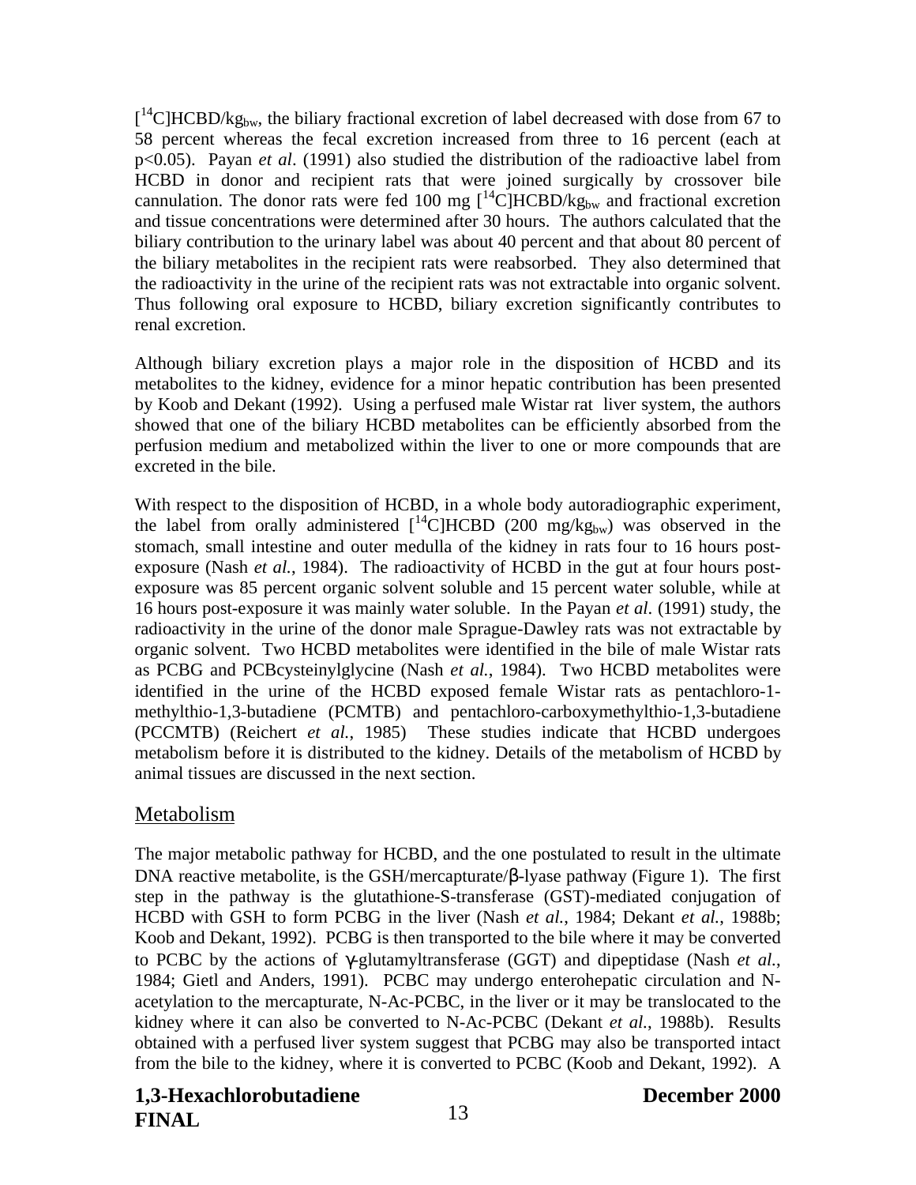[$^{14}$C]HCBD/kg$_{bw}$, the biliary fractional excretion of label decreased with dose from 67 to 58 percent whereas the fecal excretion increased from three to 16 percent (each at $p<0.05$). Payan *et al*. (1991) also studied the distribution of the radioactive label from HCBD in donor and recipient rats that were joined surgically by crossover bile cannulation. The donor rats were fed 100 mg [$^{14}$C]HCBD/kg$_{bw}$ and fractional excretion and tissue concentrations were determined after 30 hours. The authors calculated that the biliary contribution to the urinary label was about 40 percent and that about 80 percent of the biliary metabolites in the recipient rats were reabsorbed. They also determined that the radioactivity in the urine of the recipient rats was not extractable into organic solvent. Thus following oral exposure to HCBD, biliary excretion significantly contributes to renal excretion.

Although biliary excretion plays a major role in the disposition of HCBD and its metabolites to the kidney, evidence for a minor hepatic contribution has been presented by Koob and Dekant (1992). Using a perfused male Wistar rat liver system, the authors showed that one of the biliary HCBD metabolites can be efficiently absorbed from the perfusion medium and metabolized within the liver to one or more compounds that are excreted in the bile.

With respect to the disposition of HCBD, in a whole body autoradiographic experiment, the label from orally administered [$^{14}$C]HCBD (200 mg/kg$_{bw}$) was observed in the stomach, small intestine and outer medulla of the kidney in rats four to 16 hours post-exposure (Nash *et al.*, 1984). The radioactivity of HCBD in the gut at four hours post-exposure was 85 percent organic solvent soluble and 15 percent water soluble, while at 16 hours post-exposure it was mainly water soluble. In the Payan *et al*. (1991) study, the radioactivity in the urine of the donor male Sprague-Dawley rats was not extractable by organic solvent. Two HCBD metabolites were identified in the bile of male Wistar rats as PCBG and PCBcysteinylglycine (Nash *et al.*, 1984). Two HCBD metabolites were identified in the urine of the HCBD exposed female Wistar rats as pentachloro-1-methylthio-1,3-butadiene (PCMTB) and pentachloro-carboxymethylthio-1,3-butadiene (PCCMTB) (Reichert *et al.*, 1985) These studies indicate that HCBD undergoes metabolism before it is distributed to the kidney. Details of the metabolism of HCBD by animal tissues are discussed in the next section.

## Metabolism

The major metabolic pathway for HCBD, and the one postulated to result in the ultimate DNA reactive metabolite, is the GSH/mercapturate/β-lyase pathway (Figure 1). The first step in the pathway is the glutathione-S-transferase (GST)-mediated conjugation of HCBD with GSH to form PCBG in the liver (Nash *et al.*, 1984; Dekant *et al.*, 1988b; Koob and Dekant, 1992). PCBG is then transported to the bile where it may be converted to PCBC by the actions of γ-glutamyltransferase (GGT) and dipeptidase (Nash *et al.*, 1984; Gietl and Anders, 1991). PCBC may undergo enterohepatic circulation and N-acetylation to the mercapturate, N-Ac-PCBC, in the liver or it may be translocated to the kidney where it can also be converted to N-Ac-PCBC (Dekant *et al.*, 1988b). Results obtained with a perfused liver system suggest that PCBG may also be transported intact from the bile to the kidney, where it is converted to PCBC (Koob and Dekant, 1992). A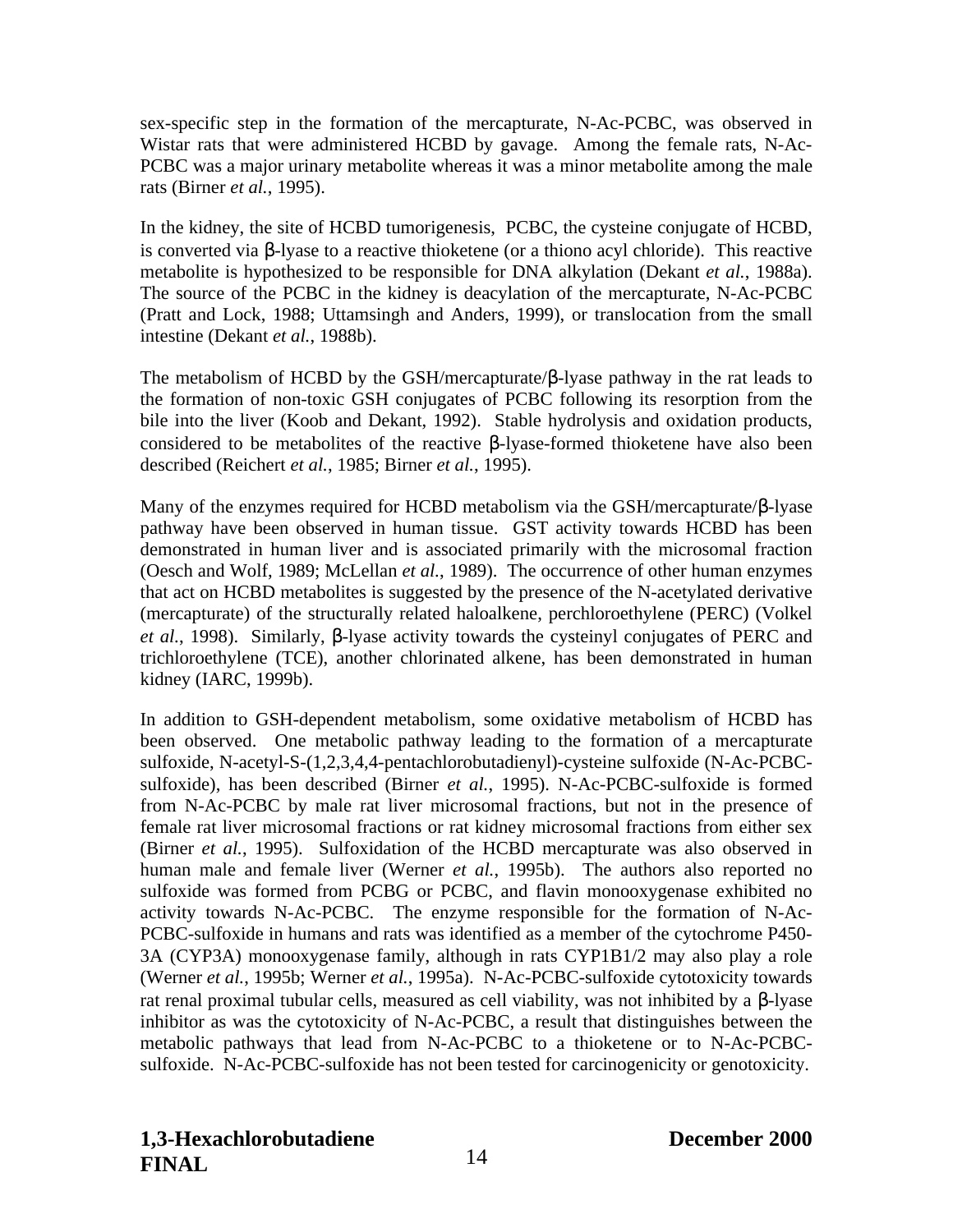sex-specific step in the formation of the mercapturate, N-Ac-PCBC, was observed in Wistar rats that were administered HCBD by gavage. Among the female rats, N-Ac-PCBC was a major urinary metabolite whereas it was a minor metabolite among the male rats (Birner *et al.*, 1995).

In the kidney, the site of HCBD tumorigenesis, PCBC, the cysteine conjugate of HCBD, is converted via β-lyase to a reactive thioketene (or a thiono acyl chloride). This reactive metabolite is hypothesized to be responsible for DNA alkylation (Dekant *et al.*, 1988a). The source of the PCBC in the kidney is deacylation of the mercapturate, N-Ac-PCBC (Pratt and Lock, 1988; Uttamsingh and Anders, 1999), or translocation from the small intestine (Dekant *et al.*, 1988b).

The metabolism of HCBD by the GSH/mercapturate/β-lyase pathway in the rat leads to the formation of non-toxic GSH conjugates of PCBC following its resorption from the bile into the liver (Koob and Dekant, 1992). Stable hydrolysis and oxidation products, considered to be metabolites of the reactive β-lyase-formed thioketene have also been described (Reichert *et al.*, 1985; Birner *et al.*, 1995).

Many of the enzymes required for HCBD metabolism via the GSH/mercapturate/β-lyase pathway have been observed in human tissue. GST activity towards HCBD has been demonstrated in human liver and is associated primarily with the microsomal fraction (Oesch and Wolf, 1989; McLellan *et al.*, 1989). The occurrence of other human enzymes that act on HCBD metabolites is suggested by the presence of the N-acetylated derivative (mercapturate) of the structurally related haloalkene, perchloroethylene (PERC) (Volkel *et al.*, 1998). Similarly, β-lyase activity towards the cysteinyl conjugates of PERC and trichloroethylene (TCE), another chlorinated alkene, has been demonstrated in human kidney (IARC, 1999b).

In addition to GSH-dependent metabolism, some oxidative metabolism of HCBD has been observed. One metabolic pathway leading to the formation of a mercapturate sulfoxide, N-acetyl-S-(1,2,3,4,4-pentachlorobutadienyl)-cysteine sulfoxide (N-Ac-PCBC-sulfoxide), has been described (Birner *et al.*, 1995). N-Ac-PCBC-sulfoxide is formed from N-Ac-PCBC by male rat liver microsomal fractions, but not in the presence of female rat liver microsomal fractions or rat kidney microsomal fractions from either sex (Birner *et al.*, 1995). Sulfoxidation of the HCBD mercapturate was also observed in human male and female liver (Werner *et al.*, 1995b). The authors also reported no sulfoxide was formed from PCBG or PCBC, and flavin monooxygenase exhibited no activity towards N-Ac-PCBC. The enzyme responsible for the formation of N-Ac-PCBC-sulfoxide in humans and rats was identified as a member of the cytochrome P450-3A (CYP3A) monooxygenase family, although in rats CYP1B1/2 may also play a role (Werner *et al.*, 1995b; Werner *et al.*, 1995a). N-Ac-PCBC-sulfoxide cytotoxicity towards rat renal proximal tubular cells, measured as cell viability, was not inhibited by a β-lyase inhibitor as was the cytotoxicity of N-Ac-PCBC, a result that distinguishes between the metabolic pathways that lead from N-Ac-PCBC to a thioketene or to N-Ac-PCBC-sulfoxide. N-Ac-PCBC-sulfoxide has not been tested for carcinogenicity or genotoxicity.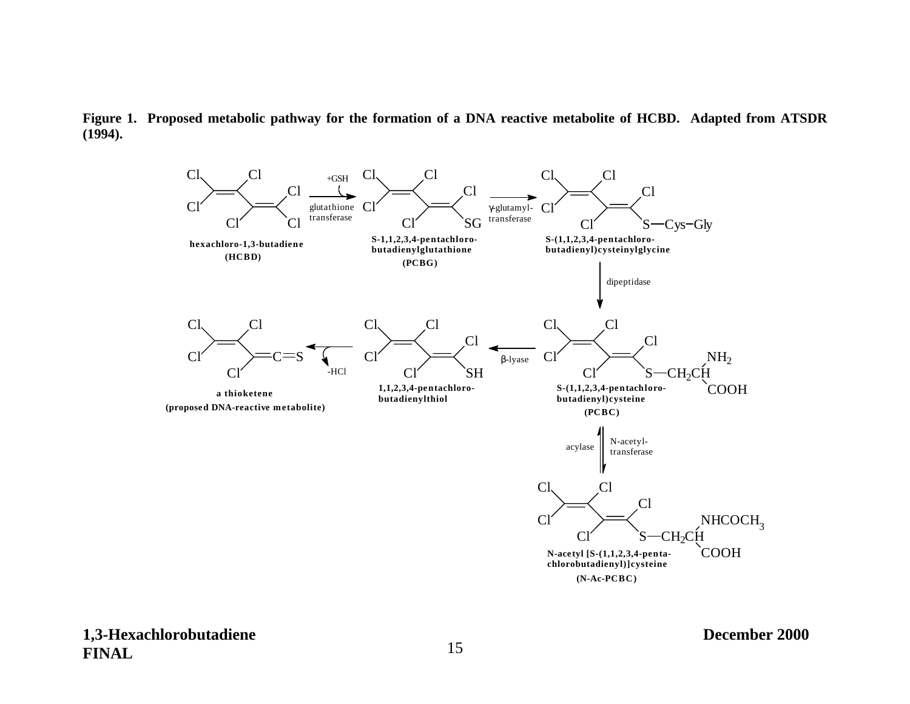**Figure 1. Proposed metabolic pathway for the formation of a DNA reactive metabolite of HCBD. Adapted from ATSDR (1994).**

hexachloro-1,3-butadiene (HCBD)

+GSH, glutathione transferase

S-1,1,2,3,4-pentachloro-butadienylglutathione (PCBG)

γ-glutamyl-transferase

S-(1,1,2,3,4-pentachloro-butadienyl)cysteinylglycine

dipeptidase

S-(1,1,2,3,4-pentachloro-butadienyl)cysteine (PCBC)

β-lyase

1,1,2,3,4-pentachloro-butadienylthiol

-HCl

a thioketene (proposed DNA-reactive metabolite)

acylase / N-acetyl-transferase

N-acetyl [S-(1,1,2,3,4-penta-chlorobutadienyl)]cysteine (N-Ac-PCBC)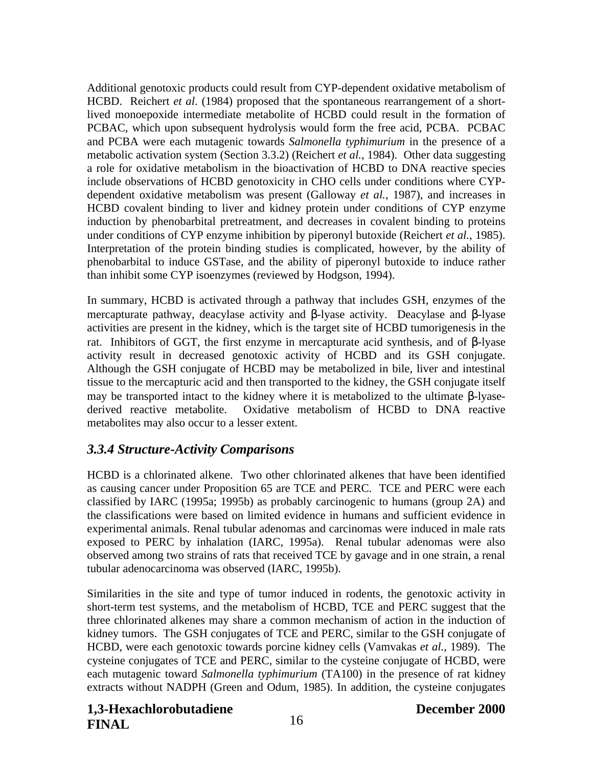Additional genotoxic products could result from CYP-dependent oxidative metabolism of HCBD. Reichert *et al*. (1984) proposed that the spontaneous rearrangement of a short-lived monoepoxide intermediate metabolite of HCBD could result in the formation of PCBAC, which upon subsequent hydrolysis would form the free acid, PCBA. PCBAC and PCBA were each mutagenic towards *Salmonella typhimurium* in the presence of a metabolic activation system (Section 3.3.2) (Reichert *et al.*, 1984). Other data suggesting a role for oxidative metabolism in the bioactivation of HCBD to DNA reactive species include observations of HCBD genotoxicity in CHO cells under conditions where CYP-dependent oxidative metabolism was present (Galloway *et al.*, 1987), and increases in HCBD covalent binding to liver and kidney protein under conditions of CYP enzyme induction by phenobarbital pretreatment, and decreases in covalent binding to proteins under conditions of CYP enzyme inhibition by piperonyl butoxide (Reichert *et al.*, 1985). Interpretation of the protein binding studies is complicated, however, by the ability of phenobarbital to induce GSTase, and the ability of piperonyl butoxide to induce rather than inhibit some CYP isoenzymes (reviewed by Hodgson, 1994).

In summary, HCBD is activated through a pathway that includes GSH, enzymes of the mercapturate pathway, deacylase activity and β-lyase activity. Deacylase and β-lyase activities are present in the kidney, which is the target site of HCBD tumorigenesis in the rat. Inhibitors of GGT, the first enzyme in mercapturate acid synthesis, and of β-lyase activity result in decreased genotoxic activity of HCBD and its GSH conjugate. Although the GSH conjugate of HCBD may be metabolized in bile, liver and intestinal tissue to the mercapturic acid and then transported to the kidney, the GSH conjugate itself may be transported intact to the kidney where it is metabolized to the ultimate β-lyase-derived reactive metabolite. Oxidative metabolism of HCBD to DNA reactive metabolites may also occur to a lesser extent.

### *3.3.4 Structure-Activity Comparisons*

HCBD is a chlorinated alkene. Two other chlorinated alkenes that have been identified as causing cancer under Proposition 65 are TCE and PERC. TCE and PERC were each classified by IARC (1995a; 1995b) as probably carcinogenic to humans (group 2A) and the classifications were based on limited evidence in humans and sufficient evidence in experimental animals. Renal tubular adenomas and carcinomas were induced in male rats exposed to PERC by inhalation (IARC, 1995a). Renal tubular adenomas were also observed among two strains of rats that received TCE by gavage and in one strain, a renal tubular adenocarcinoma was observed (IARC, 1995b).

Similarities in the site and type of tumor induced in rodents, the genotoxic activity in short-term test systems, and the metabolism of HCBD, TCE and PERC suggest that the three chlorinated alkenes may share a common mechanism of action in the induction of kidney tumors. The GSH conjugates of TCE and PERC, similar to the GSH conjugate of HCBD, were each genotoxic towards porcine kidney cells (Vamvakas *et al.*, 1989). The cysteine conjugates of TCE and PERC, similar to the cysteine conjugate of HCBD, were each mutagenic toward *Salmonella typhimurium* (TA100) in the presence of rat kidney extracts without NADPH (Green and Odum, 1985). In addition, the cysteine conjugates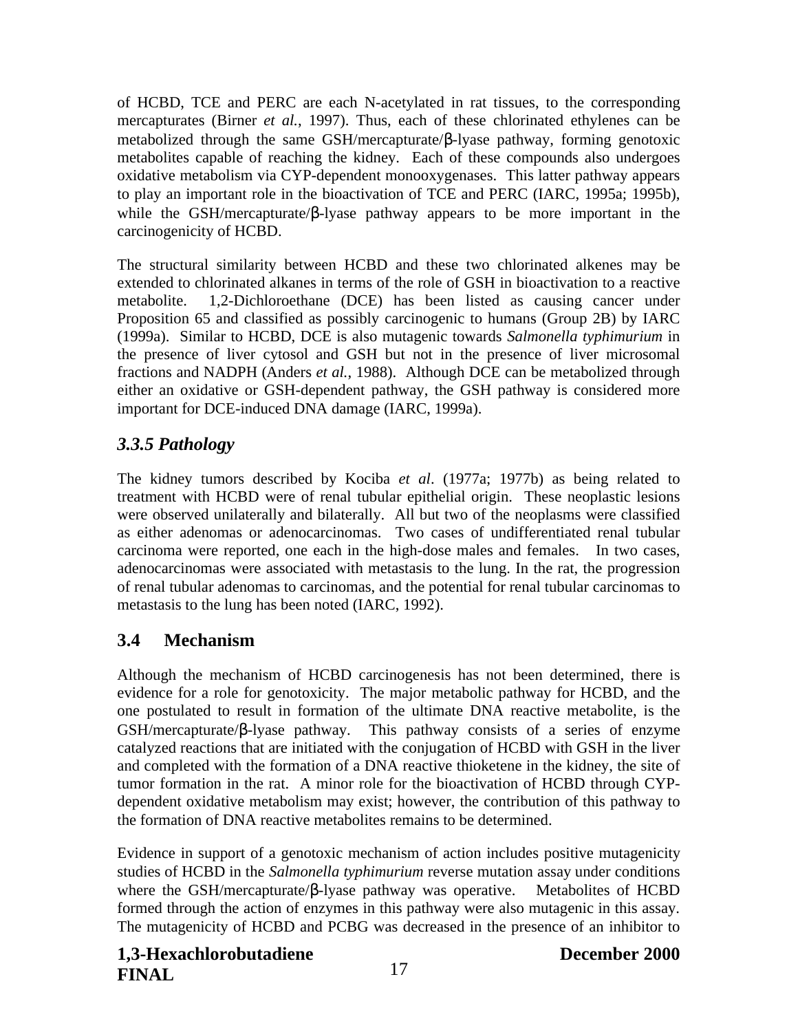of HCBD, TCE and PERC are each N-acetylated in rat tissues, to the corresponding mercapturates (Birner *et al.*, 1997). Thus, each of these chlorinated ethylenes can be metabolized through the same GSH/mercapturate/β-lyase pathway, forming genotoxic metabolites capable of reaching the kidney. Each of these compounds also undergoes oxidative metabolism via CYP-dependent monooxygenases. This latter pathway appears to play an important role in the bioactivation of TCE and PERC (IARC, 1995a; 1995b), while the GSH/mercapturate/β-lyase pathway appears to be more important in the carcinogenicity of HCBD.

The structural similarity between HCBD and these two chlorinated alkenes may be extended to chlorinated alkanes in terms of the role of GSH in bioactivation to a reactive metabolite. 1,2-Dichloroethane (DCE) has been listed as causing cancer under Proposition 65 and classified as possibly carcinogenic to humans (Group 2B) by IARC (1999a). Similar to HCBD, DCE is also mutagenic towards *Salmonella typhimurium* in the presence of liver cytosol and GSH but not in the presence of liver microsomal fractions and NADPH (Anders *et al.*, 1988). Although DCE can be metabolized through either an oxidative or GSH-dependent pathway, the GSH pathway is considered more important for DCE-induced DNA damage (IARC, 1999a).

### *3.3.5 Pathology*

The kidney tumors described by Kociba *et al*. (1977a; 1977b) as being related to treatment with HCBD were of renal tubular epithelial origin. These neoplastic lesions were observed unilaterally and bilaterally. All but two of the neoplasms were classified as either adenomas or adenocarcinomas. Two cases of undifferentiated renal tubular carcinoma were reported, one each in the high-dose males and females. In two cases, adenocarcinomas were associated with metastasis to the lung. In the rat, the progression of renal tubular adenomas to carcinomas, and the potential for renal tubular carcinomas to metastasis to the lung has been noted (IARC, 1992).

## 3.4 Mechanism

Although the mechanism of HCBD carcinogenesis has not been determined, there is evidence for a role for genotoxicity. The major metabolic pathway for HCBD, and the one postulated to result in formation of the ultimate DNA reactive metabolite, is the GSH/mercapturate/β-lyase pathway. This pathway consists of a series of enzyme catalyzed reactions that are initiated with the conjugation of HCBD with GSH in the liver and completed with the formation of a DNA reactive thioketene in the kidney, the site of tumor formation in the rat. A minor role for the bioactivation of HCBD through CYP-dependent oxidative metabolism may exist; however, the contribution of this pathway to the formation of DNA reactive metabolites remains to be determined.

Evidence in support of a genotoxic mechanism of action includes positive mutagenicity studies of HCBD in the *Salmonella typhimurium* reverse mutation assay under conditions where the GSH/mercapturate/β-lyase pathway was operative. Metabolites of HCBD formed through the action of enzymes in this pathway were also mutagenic in this assay. The mutagenicity of HCBD and PCBG was decreased in the presence of an inhibitor to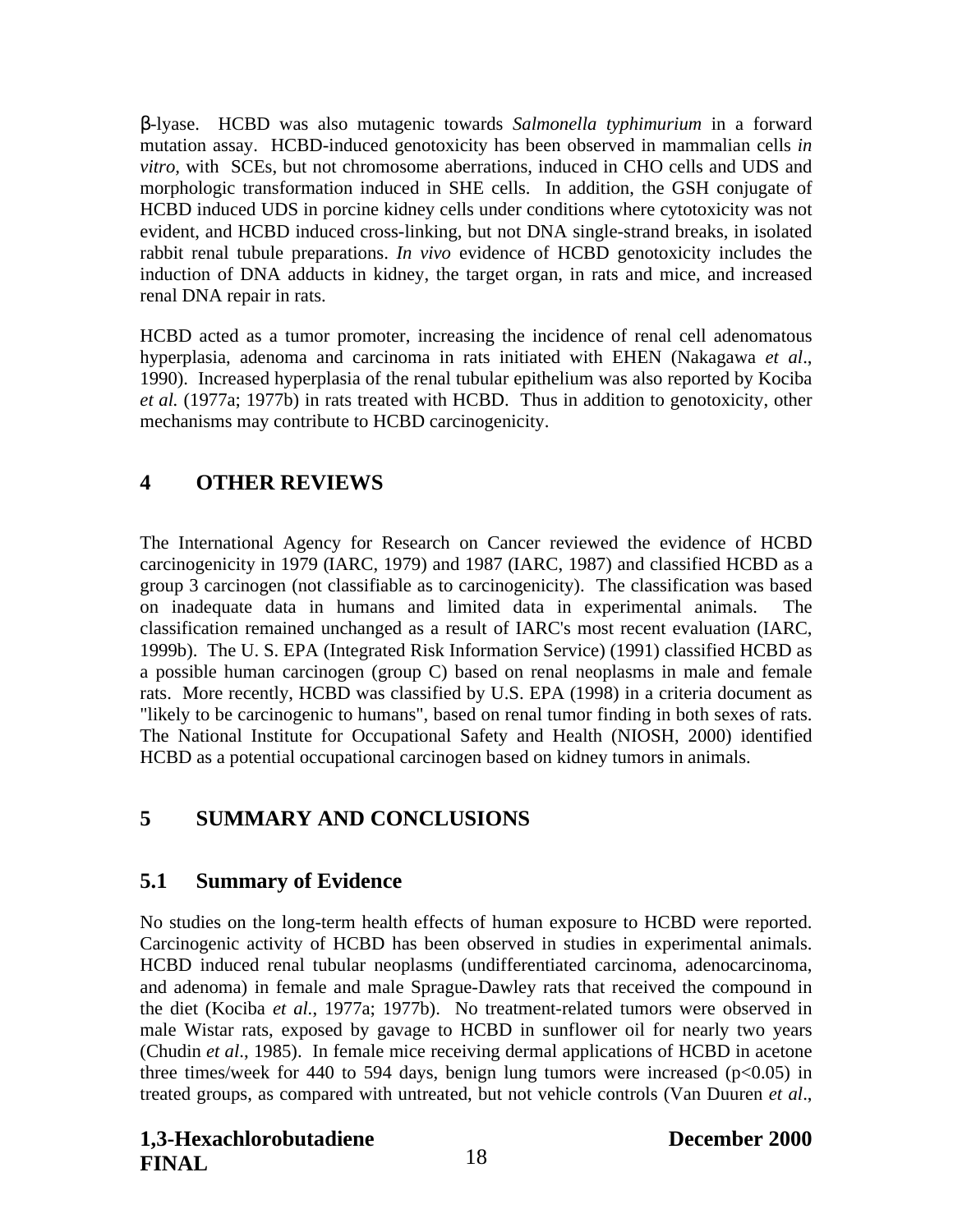β-lyase. HCBD was also mutagenic towards *Salmonella typhimurium* in a forward mutation assay. HCBD-induced genotoxicity has been observed in mammalian cells *in vitro*, with SCEs, but not chromosome aberrations, induced in CHO cells and UDS and morphologic transformation induced in SHE cells. In addition, the GSH conjugate of HCBD induced UDS in porcine kidney cells under conditions where cytotoxicity was not evident, and HCBD induced cross-linking, but not DNA single-strand breaks, in isolated rabbit renal tubule preparations. *In vivo* evidence of HCBD genotoxicity includes the induction of DNA adducts in kidney, the target organ, in rats and mice, and increased renal DNA repair in rats.

HCBD acted as a tumor promoter, increasing the incidence of renal cell adenomatous hyperplasia, adenoma and carcinoma in rats initiated with EHEN (Nakagawa *et al*., 1990). Increased hyperplasia of the renal tubular epithelium was also reported by Kociba *et al.* (1977a; 1977b) in rats treated with HCBD. Thus in addition to genotoxicity, other mechanisms may contribute to HCBD carcinogenicity.

# 4 OTHER REVIEWS

The International Agency for Research on Cancer reviewed the evidence of HCBD carcinogenicity in 1979 (IARC, 1979) and 1987 (IARC, 1987) and classified HCBD as a group 3 carcinogen (not classifiable as to carcinogenicity). The classification was based on inadequate data in humans and limited data in experimental animals. The classification remained unchanged as a result of IARC's most recent evaluation (IARC, 1999b). The U. S. EPA (Integrated Risk Information Service) (1991) classified HCBD as a possible human carcinogen (group C) based on renal neoplasms in male and female rats. More recently, HCBD was classified by U.S. EPA (1998) in a criteria document as "likely to be carcinogenic to humans", based on renal tumor finding in both sexes of rats. The National Institute for Occupational Safety and Health (NIOSH, 2000) identified HCBD as a potential occupational carcinogen based on kidney tumors in animals.

# 5 SUMMARY AND CONCLUSIONS

## 5.1 Summary of Evidence

No studies on the long-term health effects of human exposure to HCBD were reported. Carcinogenic activity of HCBD has been observed in studies in experimental animals. HCBD induced renal tubular neoplasms (undifferentiated carcinoma, adenocarcinoma, and adenoma) in female and male Sprague-Dawley rats that received the compound in the diet (Kociba *et al.*, 1977a; 1977b). No treatment-related tumors were observed in male Wistar rats, exposed by gavage to HCBD in sunflower oil for nearly two years (Chudin *et al*., 1985). In female mice receiving dermal applications of HCBD in acetone three times/week for 440 to 594 days, benign lung tumors were increased ($p<0.05$) in treated groups, as compared with untreated, but not vehicle controls (Van Duuren *et al*.,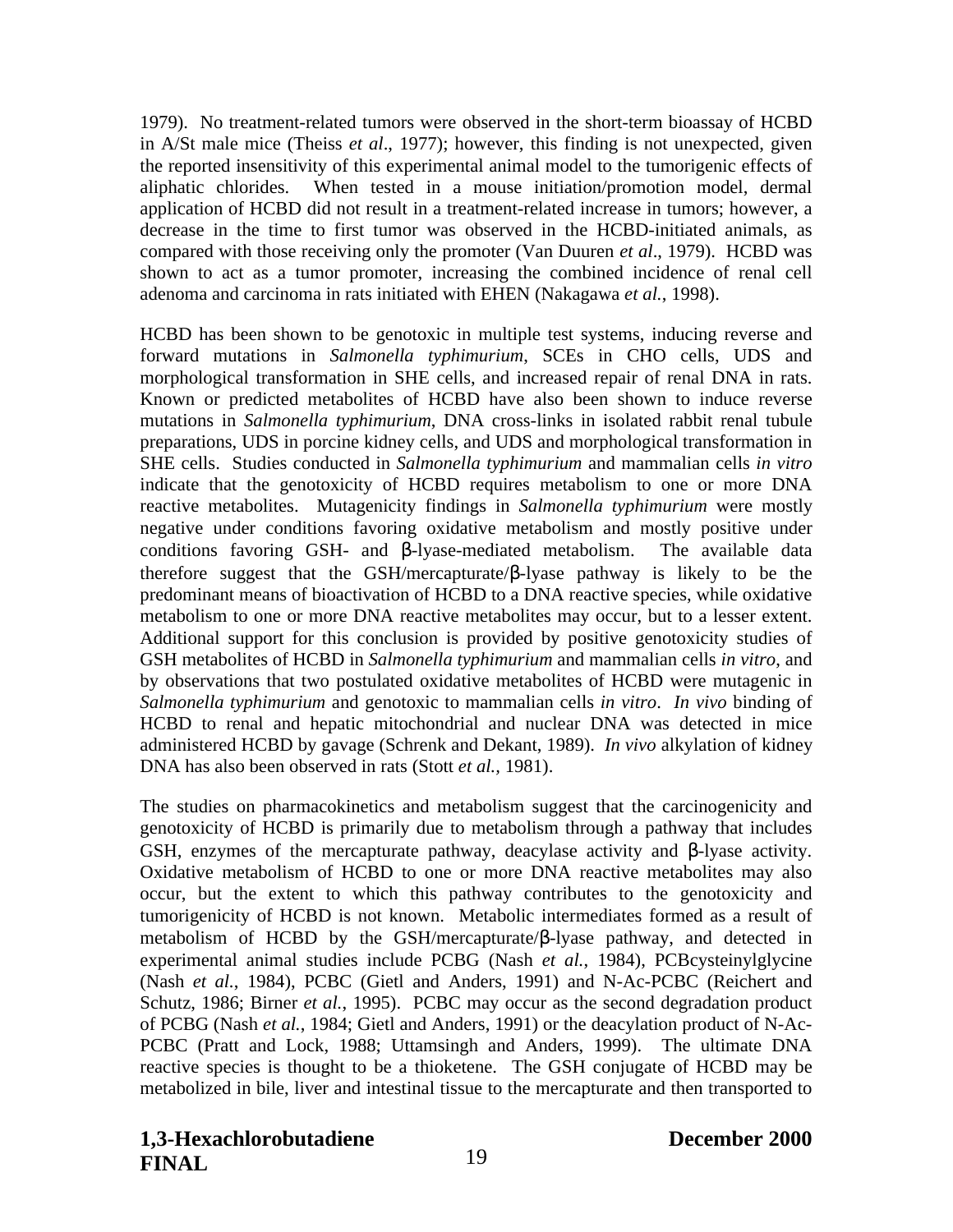1979). No treatment-related tumors were observed in the short-term bioassay of HCBD in A/St male mice (Theiss *et al*., 1977); however, this finding is not unexpected, given the reported insensitivity of this experimental animal model to the tumorigenic effects of aliphatic chlorides. When tested in a mouse initiation/promotion model, dermal application of HCBD did not result in a treatment-related increase in tumors; however, a decrease in the time to first tumor was observed in the HCBD-initiated animals, as compared with those receiving only the promoter (Van Duuren *et al*., 1979). HCBD was shown to act as a tumor promoter, increasing the combined incidence of renal cell adenoma and carcinoma in rats initiated with EHEN (Nakagawa *et al.*, 1998).

HCBD has been shown to be genotoxic in multiple test systems, inducing reverse and forward mutations in *Salmonella typhimurium*, SCEs in CHO cells, UDS and morphological transformation in SHE cells, and increased repair of renal DNA in rats. Known or predicted metabolites of HCBD have also been shown to induce reverse mutations in *Salmonella typhimurium*, DNA cross-links in isolated rabbit renal tubule preparations, UDS in porcine kidney cells, and UDS and morphological transformation in SHE cells. Studies conducted in *Salmonella typhimurium* and mammalian cells *in vitro* indicate that the genotoxicity of HCBD requires metabolism to one or more DNA reactive metabolites. Mutagenicity findings in *Salmonella typhimurium* were mostly negative under conditions favoring oxidative metabolism and mostly positive under conditions favoring GSH- and β-lyase-mediated metabolism. The available data therefore suggest that the GSH/mercapturate/β-lyase pathway is likely to be the predominant means of bioactivation of HCBD to a DNA reactive species, while oxidative metabolism to one or more DNA reactive metabolites may occur, but to a lesser extent. Additional support for this conclusion is provided by positive genotoxicity studies of GSH metabolites of HCBD in *Salmonella typhimurium* and mammalian cells *in vitro*, and by observations that two postulated oxidative metabolites of HCBD were mutagenic in *Salmonella typhimurium* and genotoxic to mammalian cells *in vitro*. *In vivo* binding of HCBD to renal and hepatic mitochondrial and nuclear DNA was detected in mice administered HCBD by gavage (Schrenk and Dekant, 1989). *In vivo* alkylation of kidney DNA has also been observed in rats (Stott *et al.,* 1981).

The studies on pharmacokinetics and metabolism suggest that the carcinogenicity and genotoxicity of HCBD is primarily due to metabolism through a pathway that includes GSH, enzymes of the mercapturate pathway, deacylase activity and β-lyase activity. Oxidative metabolism of HCBD to one or more DNA reactive metabolites may also occur, but the extent to which this pathway contributes to the genotoxicity and tumorigenicity of HCBD is not known. Metabolic intermediates formed as a result of metabolism of HCBD by the GSH/mercapturate/β-lyase pathway, and detected in experimental animal studies include PCBG (Nash *et al.*, 1984), PCBcysteinylglycine (Nash *et al.*, 1984), PCBC (Gietl and Anders, 1991) and N-Ac-PCBC (Reichert and Schutz, 1986; Birner *et al.*, 1995). PCBC may occur as the second degradation product of PCBG (Nash *et al.*, 1984; Gietl and Anders, 1991) or the deacylation product of N-Ac-PCBC (Pratt and Lock, 1988; Uttamsingh and Anders, 1999). The ultimate DNA reactive species is thought to be a thioketene. The GSH conjugate of HCBD may be metabolized in bile, liver and intestinal tissue to the mercapturate and then transported to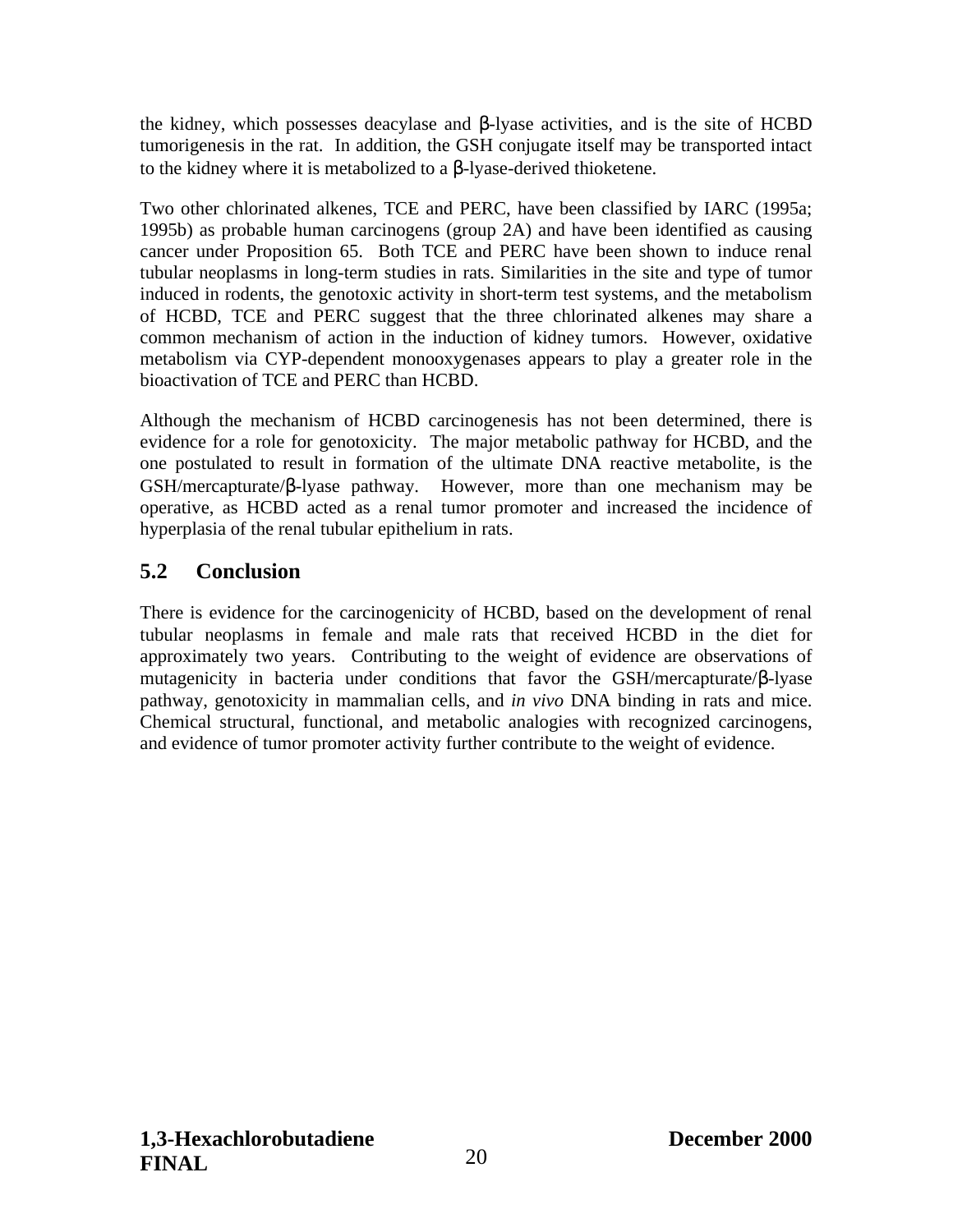the kidney, which possesses deacylase and β-lyase activities, and is the site of HCBD tumorigenesis in the rat. In addition, the GSH conjugate itself may be transported intact to the kidney where it is metabolized to a β-lyase-derived thioketene.

Two other chlorinated alkenes, TCE and PERC, have been classified by IARC (1995a; 1995b) as probable human carcinogens (group 2A) and have been identified as causing cancer under Proposition 65. Both TCE and PERC have been shown to induce renal tubular neoplasms in long-term studies in rats. Similarities in the site and type of tumor induced in rodents, the genotoxic activity in short-term test systems, and the metabolism of HCBD, TCE and PERC suggest that the three chlorinated alkenes may share a common mechanism of action in the induction of kidney tumors. However, oxidative metabolism via CYP-dependent monooxygenases appears to play a greater role in the bioactivation of TCE and PERC than HCBD.

Although the mechanism of HCBD carcinogenesis has not been determined, there is evidence for a role for genotoxicity. The major metabolic pathway for HCBD, and the one postulated to result in formation of the ultimate DNA reactive metabolite, is the GSH/mercapturate/β-lyase pathway. However, more than one mechanism may be operative, as HCBD acted as a renal tumor promoter and increased the incidence of hyperplasia of the renal tubular epithelium in rats.

## 5.2 Conclusion

There is evidence for the carcinogenicity of HCBD, based on the development of renal tubular neoplasms in female and male rats that received HCBD in the diet for approximately two years. Contributing to the weight of evidence are observations of mutagenicity in bacteria under conditions that favor the GSH/mercapturate/β-lyase pathway, genotoxicity in mammalian cells, and *in vivo* DNA binding in rats and mice. Chemical structural, functional, and metabolic analogies with recognized carcinogens, and evidence of tumor promoter activity further contribute to the weight of evidence.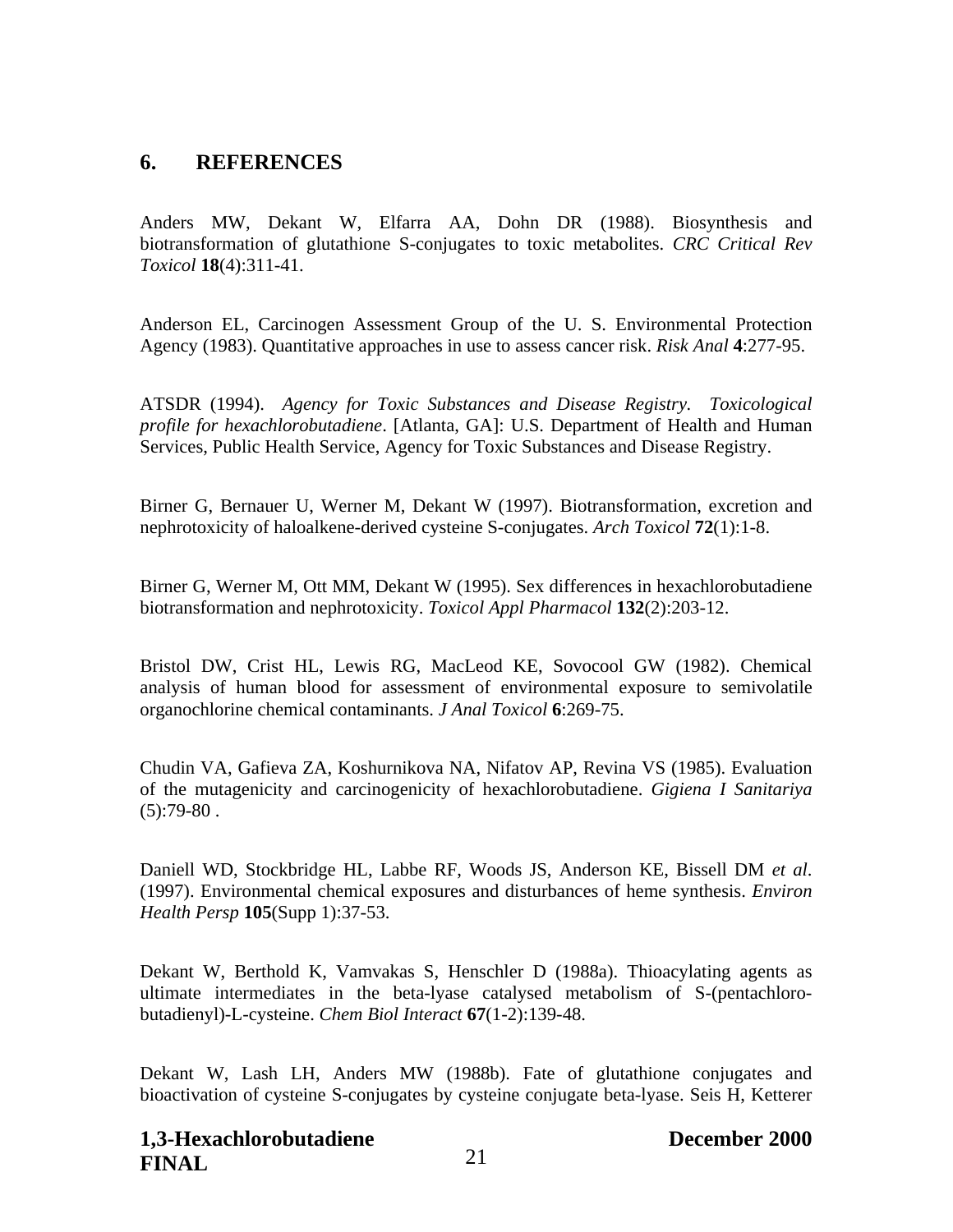## 6. REFERENCES

Anders MW, Dekant W, Elfarra AA, Dohn DR (1988). Biosynthesis and biotransformation of glutathione S-conjugates to toxic metabolites. *CRC Critical Rev Toxicol* **18**(4):311-41.

Anderson EL, Carcinogen Assessment Group of the U. S. Environmental Protection Agency (1983). Quantitative approaches in use to assess cancer risk. *Risk Anal* **4**:277-95.

ATSDR (1994). *Agency for Toxic Substances and Disease Registry. Toxicological profile for hexachlorobutadiene*. [Atlanta, GA]: U.S. Department of Health and Human Services, Public Health Service, Agency for Toxic Substances and Disease Registry.

Birner G, Bernauer U, Werner M, Dekant W (1997). Biotransformation, excretion and nephrotoxicity of haloalkene-derived cysteine S-conjugates. *Arch Toxicol* **72**(1):1-8.

Birner G, Werner M, Ott MM, Dekant W (1995). Sex differences in hexachlorobutadiene biotransformation and nephrotoxicity. *Toxicol Appl Pharmacol* **132**(2):203-12.

Bristol DW, Crist HL, Lewis RG, MacLeod KE, Sovocool GW (1982). Chemical analysis of human blood for assessment of environmental exposure to semivolatile organochlorine chemical contaminants. *J Anal Toxicol* **6**:269-75.

Chudin VA, Gafieva ZA, Koshurnikova NA, Nifatov AP, Revina VS (1985). Evaluation of the mutagenicity and carcinogenicity of hexachlorobutadiene. *Gigiena I Sanitariya* (5):79-80 .

Daniell WD, Stockbridge HL, Labbe RF, Woods JS, Anderson KE, Bissell DM *et al*. (1997). Environmental chemical exposures and disturbances of heme synthesis. *Environ Health Persp* **105**(Supp 1):37-53.

Dekant W, Berthold K, Vamvakas S, Henschler D (1988a). Thioacylating agents as ultimate intermediates in the beta-lyase catalysed metabolism of S-(pentachlorobutadienyl)-L-cysteine. *Chem Biol Interact* **67**(1-2):139-48.

Dekant W, Lash LH, Anders MW (1988b). Fate of glutathione conjugates and bioactivation of cysteine S-conjugates by cysteine conjugate beta-lyase. Seis H, Ketterer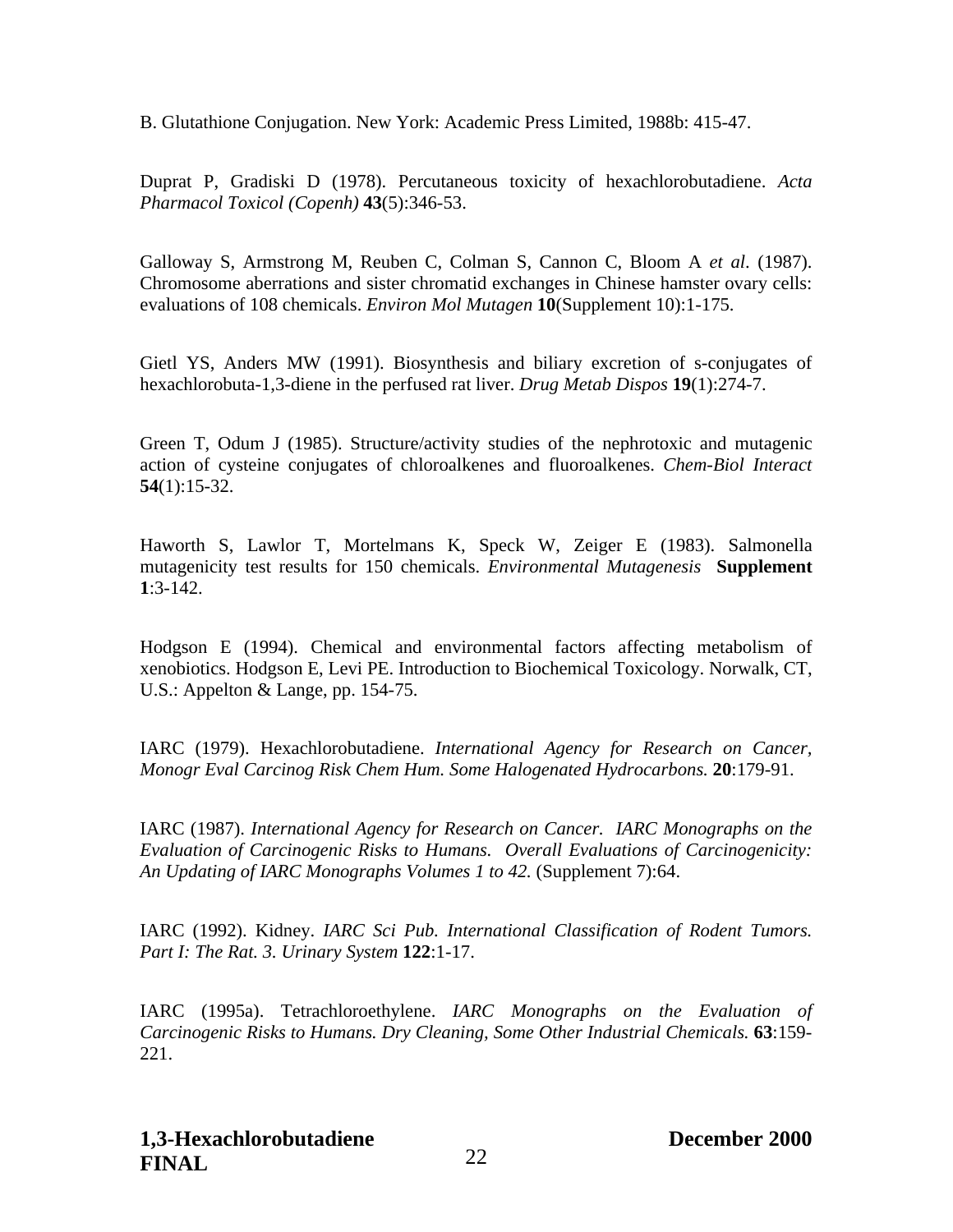B. Glutathione Conjugation. New York: Academic Press Limited, 1988b: 415-47.

Duprat P, Gradiski D (1978). Percutaneous toxicity of hexachlorobutadiene. *Acta Pharmacol Toxicol (Copenh)* **43**(5):346-53.

Galloway S, Armstrong M, Reuben C, Colman S, Cannon C, Bloom A *et al*. (1987). Chromosome aberrations and sister chromatid exchanges in Chinese hamster ovary cells: evaluations of 108 chemicals. *Environ Mol Mutagen* **10**(Supplement 10):1-175.

Gietl YS, Anders MW (1991). Biosynthesis and biliary excretion of s-conjugates of hexachlorobuta-1,3-diene in the perfused rat liver. *Drug Metab Dispos* **19**(1):274-7.

Green T, Odum J (1985). Structure/activity studies of the nephrotoxic and mutagenic action of cysteine conjugates of chloroalkenes and fluoroalkenes. *Chem-Biol Interact* **54**(1):15-32.

Haworth S, Lawlor T, Mortelmans K, Speck W, Zeiger E (1983). Salmonella mutagenicity test results for 150 chemicals. *Environmental Mutagenesis* **Supplement 1**:3-142.

Hodgson E (1994). Chemical and environmental factors affecting metabolism of xenobiotics. Hodgson E, Levi PE. Introduction to Biochemical Toxicology. Norwalk, CT, U.S.: Appelton & Lange, pp. 154-75.

IARC (1979). Hexachlorobutadiene. *International Agency for Research on Cancer, Monogr Eval Carcinog Risk Chem Hum. Some Halogenated Hydrocarbons.* **20**:179-91.

IARC (1987). *International Agency for Research on Cancer. IARC Monographs on the Evaluation of Carcinogenic Risks to Humans. Overall Evaluations of Carcinogenicity: An Updating of IARC Monographs Volumes 1 to 42.* (Supplement 7):64.

IARC (1992). Kidney. *IARC Sci Pub. International Classification of Rodent Tumors. Part I: The Rat. 3. Urinary System* **122**:1-17.

IARC (1995a). Tetrachloroethylene. *IARC Monographs on the Evaluation of Carcinogenic Risks to Humans. Dry Cleaning, Some Other Industrial Chemicals.* **63**:159-221.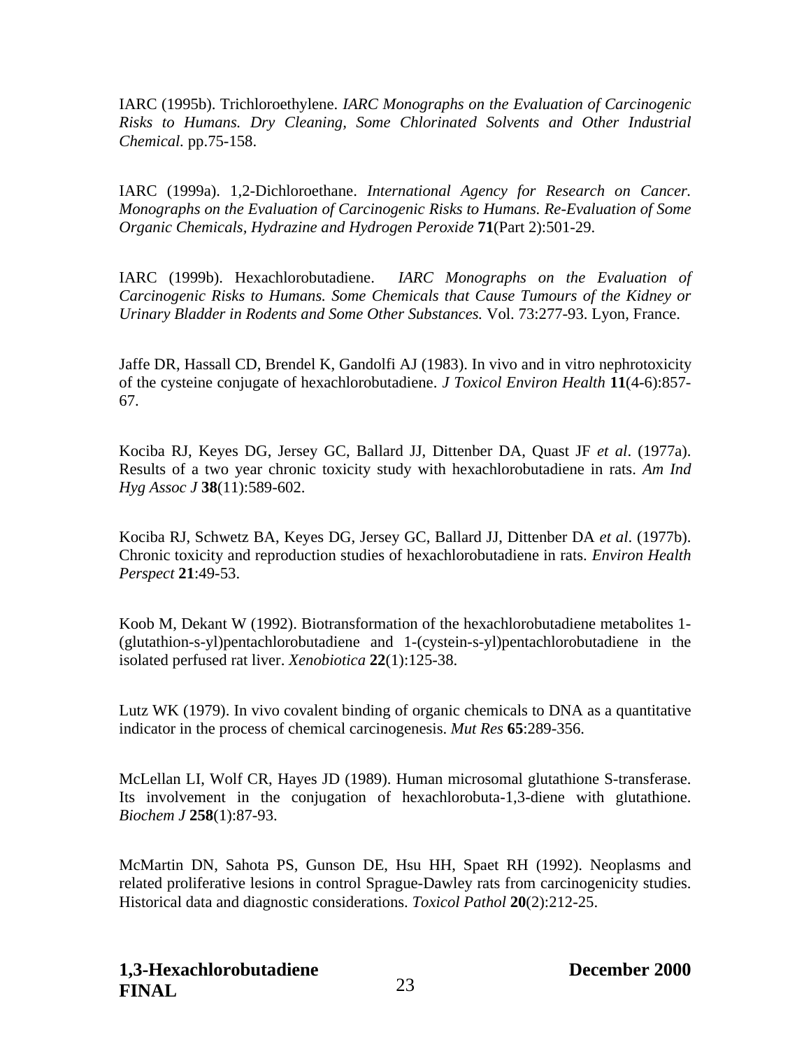IARC (1995b). Trichloroethylene. *IARC Monographs on the Evaluation of Carcinogenic Risks to Humans. Dry Cleaning, Some Chlorinated Solvents and Other Industrial Chemical.* pp.75-158.

IARC (1999a). 1,2-Dichloroethane. *International Agency for Research on Cancer. Monographs on the Evaluation of Carcinogenic Risks to Humans. Re-Evaluation of Some Organic Chemicals, Hydrazine and Hydrogen Peroxide* **71**(Part 2):501-29.

IARC (1999b). Hexachlorobutadiene. *IARC Monographs on the Evaluation of Carcinogenic Risks to Humans. Some Chemicals that Cause Tumours of the Kidney or Urinary Bladder in Rodents and Some Other Substances.* Vol. 73:277-93. Lyon, France.

Jaffe DR, Hassall CD, Brendel K, Gandolfi AJ (1983). In vivo and in vitro nephrotoxicity of the cysteine conjugate of hexachlorobutadiene. *J Toxicol Environ Health* **11**(4-6):857-67.

Kociba RJ, Keyes DG, Jersey GC, Ballard JJ, Dittenber DA, Quast JF *et al*. (1977a). Results of a two year chronic toxicity study with hexachlorobutadiene in rats. *Am Ind Hyg Assoc J* **38**(11):589-602.

Kociba RJ, Schwetz BA, Keyes DG, Jersey GC, Ballard JJ, Dittenber DA *et al*. (1977b). Chronic toxicity and reproduction studies of hexachlorobutadiene in rats. *Environ Health Perspect* **21**:49-53.

Koob M, Dekant W (1992). Biotransformation of the hexachlorobutadiene metabolites 1-(glutathion-s-yl)pentachlorobutadiene and 1-(cystein-s-yl)pentachlorobutadiene in the isolated perfused rat liver. *Xenobiotica* **22**(1):125-38.

Lutz WK (1979). In vivo covalent binding of organic chemicals to DNA as a quantitative indicator in the process of chemical carcinogenesis. *Mut Res* **65**:289-356.

McLellan LI, Wolf CR, Hayes JD (1989). Human microsomal glutathione S-transferase. Its involvement in the conjugation of hexachlorobuta-1,3-diene with glutathione. *Biochem J* **258**(1):87-93.

McMartin DN, Sahota PS, Gunson DE, Hsu HH, Spaet RH (1992). Neoplasms and related proliferative lesions in control Sprague-Dawley rats from carcinogenicity studies. Historical data and diagnostic considerations. *Toxicol Pathol* **20**(2):212-25.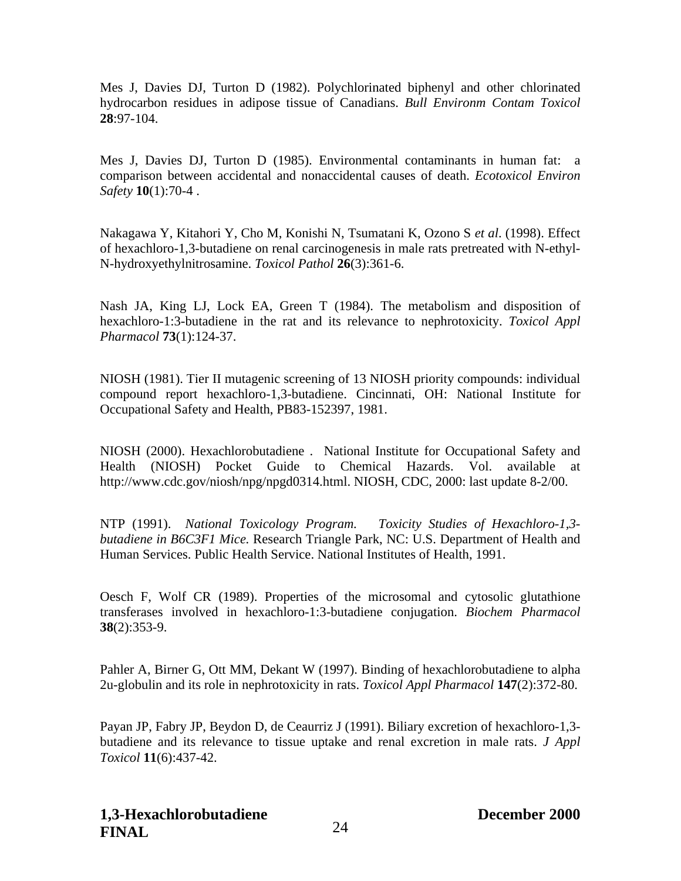Mes J, Davies DJ, Turton D (1982). Polychlorinated biphenyl and other chlorinated hydrocarbon residues in adipose tissue of Canadians. *Bull Environm Contam Toxicol* **28**:97-104.

Mes J, Davies DJ, Turton D (1985). Environmental contaminants in human fat: a comparison between accidental and nonaccidental causes of death. *Ecotoxicol Environ Safety* **10**(1):70-4 .

Nakagawa Y, Kitahori Y, Cho M, Konishi N, Tsumatani K, Ozono S *et al*. (1998). Effect of hexachloro-1,3-butadiene on renal carcinogenesis in male rats pretreated with N-ethyl-N-hydroxyethylnitrosamine. *Toxicol Pathol* **26**(3):361-6.

Nash JA, King LJ, Lock EA, Green T (1984). The metabolism and disposition of hexachloro-1:3-butadiene in the rat and its relevance to nephrotoxicity. *Toxicol Appl Pharmacol* **73**(1):124-37.

NIOSH (1981). Tier II mutagenic screening of 13 NIOSH priority compounds: individual compound report hexachloro-1,3-butadiene. Cincinnati, OH: National Institute for Occupational Safety and Health, PB83-152397, 1981.

NIOSH (2000). Hexachlorobutadiene . National Institute for Occupational Safety and Health (NIOSH) Pocket Guide to Chemical Hazards. Vol. available at http://www.cdc.gov/niosh/npg/npgd0314.html. NIOSH, CDC, 2000: last update 8-2/00.

NTP (1991). *National Toxicology Program. Toxicity Studies of Hexachloro-1,3-butadiene in B6C3F1 Mice.* Research Triangle Park, NC: U.S. Department of Health and Human Services. Public Health Service. National Institutes of Health, 1991.

Oesch F, Wolf CR (1989). Properties of the microsomal and cytosolic glutathione transferases involved in hexachloro-1:3-butadiene conjugation. *Biochem Pharmacol* **38**(2):353-9.

Pahler A, Birner G, Ott MM, Dekant W (1997). Binding of hexachlorobutadiene to alpha 2u-globulin and its role in nephrotoxicity in rats. *Toxicol Appl Pharmacol* **147**(2):372-80.

Payan JP, Fabry JP, Beydon D, de Ceaurriz J (1991). Biliary excretion of hexachloro-1,3-butadiene and its relevance to tissue uptake and renal excretion in male rats. *J Appl Toxicol* **11**(6):437-42.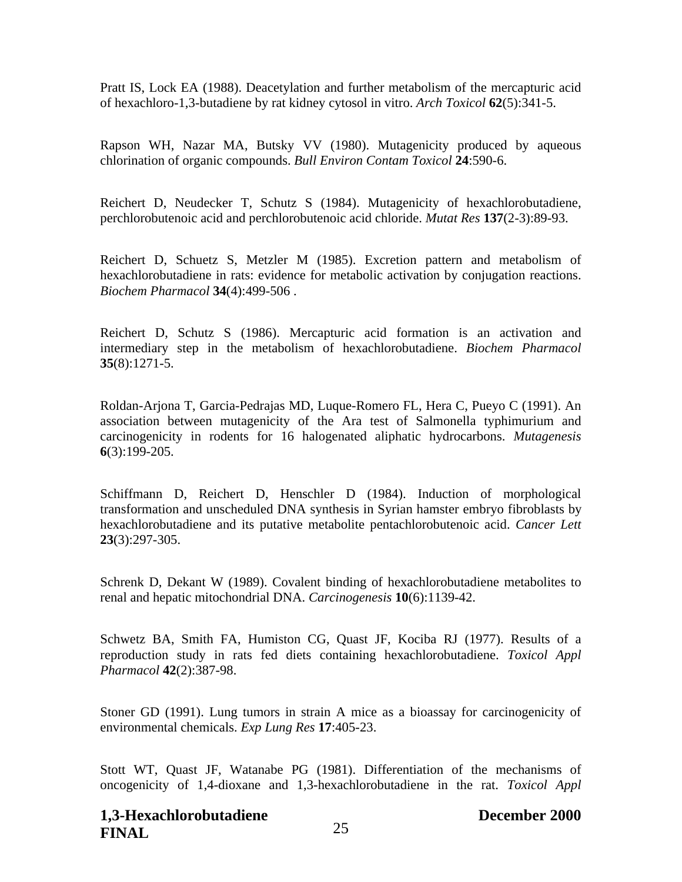Pratt IS, Lock EA (1988). Deacetylation and further metabolism of the mercapturic acid of hexachloro-1,3-butadiene by rat kidney cytosol in vitro. *Arch Toxicol* **62**(5):341-5.

Rapson WH, Nazar MA, Butsky VV (1980). Mutagenicity produced by aqueous chlorination of organic compounds. *Bull Environ Contam Toxicol* **24**:590-6.

Reichert D, Neudecker T, Schutz S (1984). Mutagenicity of hexachlorobutadiene, perchlorobutenoic acid and perchlorobutenoic acid chloride. *Mutat Res* **137**(2-3):89-93.

Reichert D, Schuetz S, Metzler M (1985). Excretion pattern and metabolism of hexachlorobutadiene in rats: evidence for metabolic activation by conjugation reactions. *Biochem Pharmacol* **34**(4):499-506 .

Reichert D, Schutz S (1986). Mercapturic acid formation is an activation and intermediary step in the metabolism of hexachlorobutadiene. *Biochem Pharmacol* **35**(8):1271-5.

Roldan-Arjona T, Garcia-Pedrajas MD, Luque-Romero FL, Hera C, Pueyo C (1991). An association between mutagenicity of the Ara test of Salmonella typhimurium and carcinogenicity in rodents for 16 halogenated aliphatic hydrocarbons. *Mutagenesis* **6**(3):199-205.

Schiffmann D, Reichert D, Henschler D (1984). Induction of morphological transformation and unscheduled DNA synthesis in Syrian hamster embryo fibroblasts by hexachlorobutadiene and its putative metabolite pentachlorobutenoic acid. *Cancer Lett* **23**(3):297-305.

Schrenk D, Dekant W (1989). Covalent binding of hexachlorobutadiene metabolites to renal and hepatic mitochondrial DNA. *Carcinogenesis* **10**(6):1139-42.

Schwetz BA, Smith FA, Humiston CG, Quast JF, Kociba RJ (1977). Results of a reproduction study in rats fed diets containing hexachlorobutadiene. *Toxicol Appl Pharmacol* **42**(2):387-98.

Stoner GD (1991). Lung tumors in strain A mice as a bioassay for carcinogenicity of environmental chemicals. *Exp Lung Res* **17**:405-23.

Stott WT, Quast JF, Watanabe PG (1981). Differentiation of the mechanisms of oncogenicity of 1,4-dioxane and 1,3-hexachlorobutadiene in the rat. *Toxicol Appl*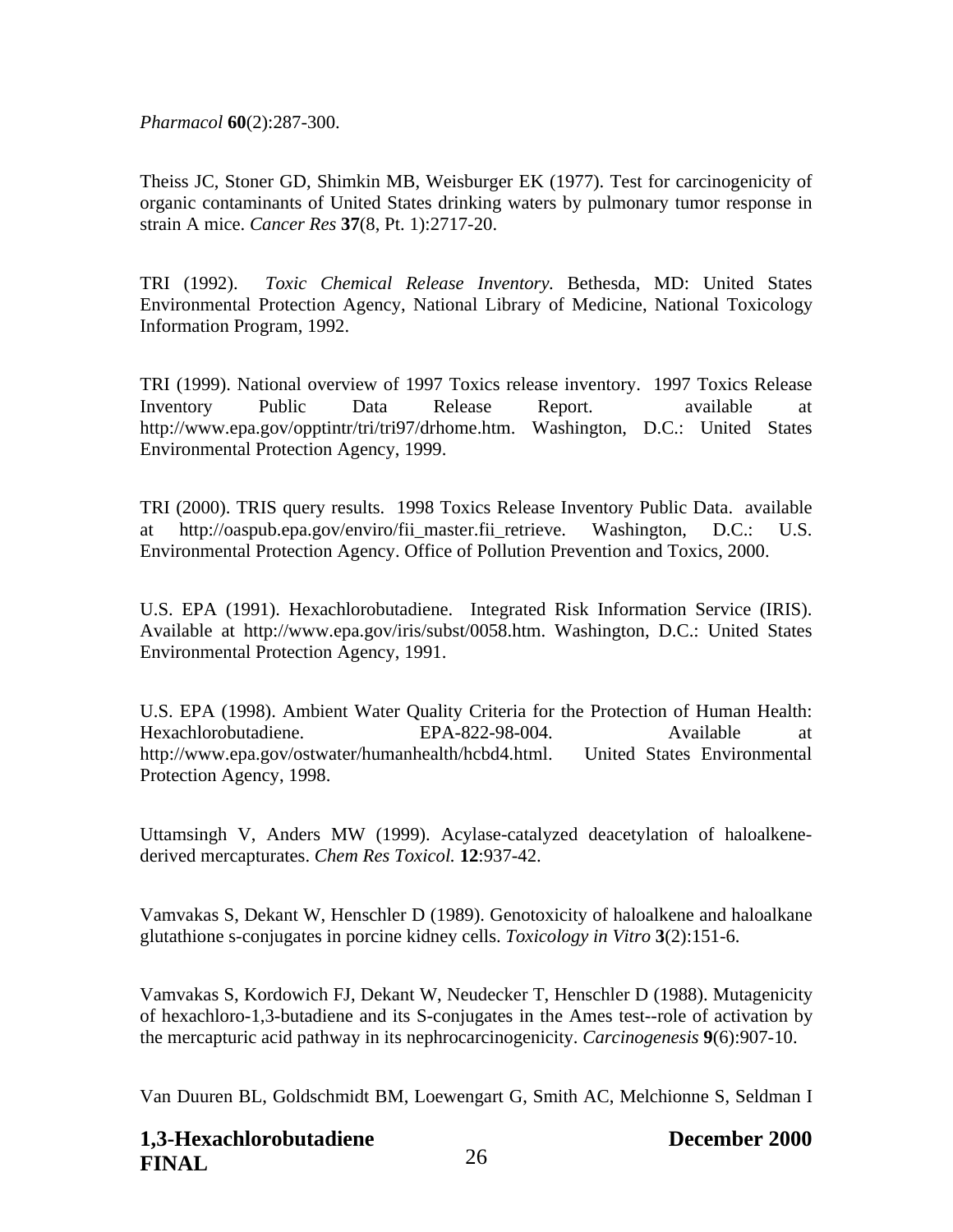*Pharmacol* **60**(2):287-300.

Theiss JC, Stoner GD, Shimkin MB, Weisburger EK (1977). Test for carcinogenicity of organic contaminants of United States drinking waters by pulmonary tumor response in strain A mice. *Cancer Res* **37**(8, Pt. 1):2717-20.

TRI (1992). *Toxic Chemical Release Inventory.* Bethesda, MD: United States Environmental Protection Agency, National Library of Medicine, National Toxicology Information Program, 1992.

TRI (1999). National overview of 1997 Toxics release inventory. 1997 Toxics Release Inventory Public Data Release Report. available at http://www.epa.gov/opptintr/tri/tri97/drhome.htm. Washington, D.C.: United States Environmental Protection Agency, 1999.

TRI (2000). TRIS query results. 1998 Toxics Release Inventory Public Data. available at http://oaspub.epa.gov/enviro/fii_master.fii_retrieve. Washington, D.C.: U.S. Environmental Protection Agency. Office of Pollution Prevention and Toxics, 2000.

U.S. EPA (1991). Hexachlorobutadiene. Integrated Risk Information Service (IRIS). Available at http://www.epa.gov/iris/subst/0058.htm. Washington, D.C.: United States Environmental Protection Agency, 1991.

U.S. EPA (1998). Ambient Water Quality Criteria for the Protection of Human Health: Hexachlorobutadiene. EPA-822-98-004. Available at http://www.epa.gov/ostwater/humanhealth/hcbd4.html. United States Environmental Protection Agency, 1998.

Uttamsingh V, Anders MW (1999). Acylase-catalyzed deacetylation of haloalkene-derived mercapturates. *Chem Res Toxicol.* **12**:937-42.

Vamvakas S, Dekant W, Henschler D (1989). Genotoxicity of haloalkene and haloalkane glutathione s-conjugates in porcine kidney cells. *Toxicology in Vitro* **3**(2):151-6.

Vamvakas S, Kordowich FJ, Dekant W, Neudecker T, Henschler D (1988). Mutagenicity of hexachloro-1,3-butadiene and its S-conjugates in the Ames test--role of activation by the mercapturic acid pathway in its nephrocarcinogenicity. *Carcinogenesis* **9**(6):907-10.

Van Duuren BL, Goldschmidt BM, Loewengart G, Smith AC, Melchionne S, Seldman I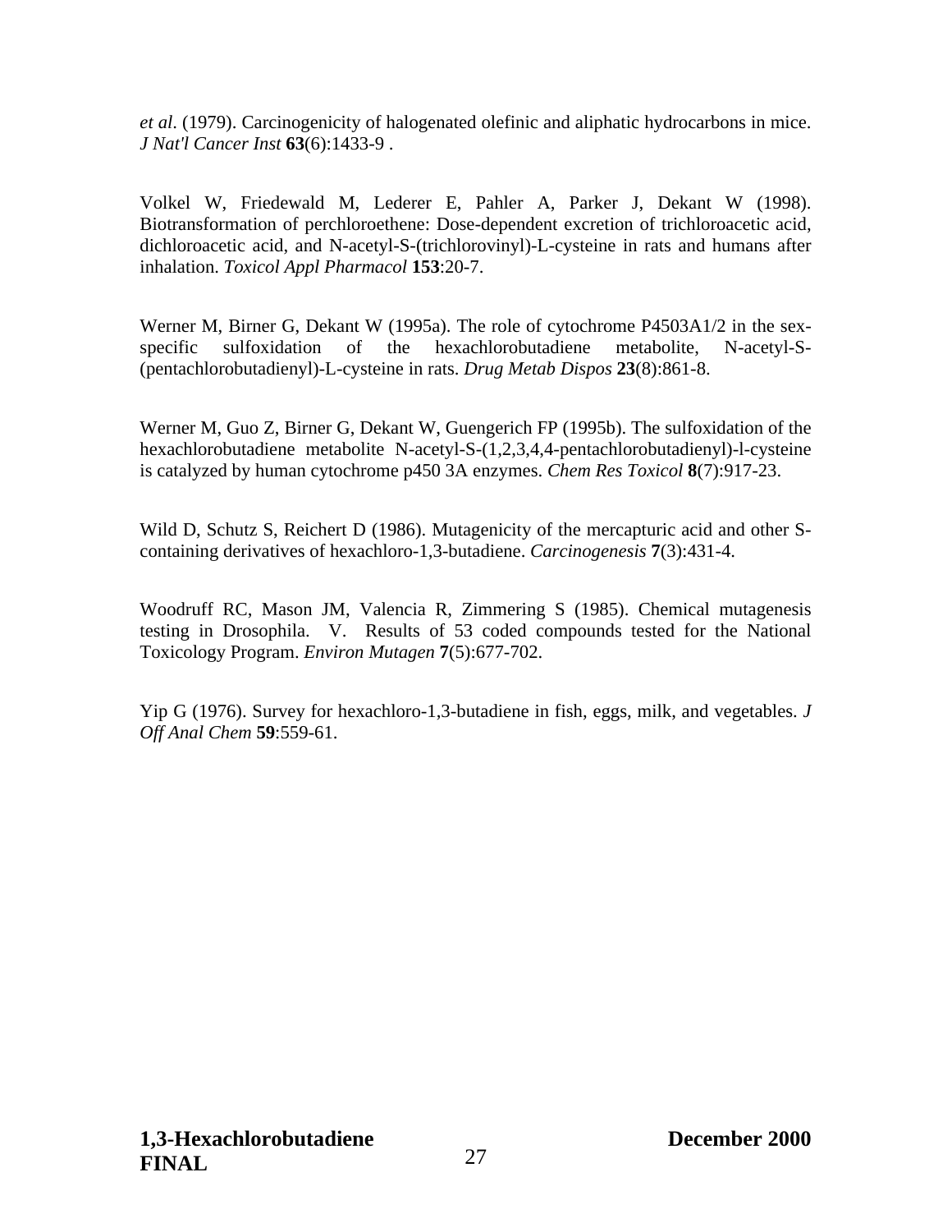*et al*. (1979). Carcinogenicity of halogenated olefinic and aliphatic hydrocarbons in mice. *J Nat'l Cancer Inst* **63**(6):1433-9 .

Volkel W, Friedewald M, Lederer E, Pahler A, Parker J, Dekant W (1998). Biotransformation of perchloroethene: Dose-dependent excretion of trichloroacetic acid, dichloroacetic acid, and N-acetyl-S-(trichlorovinyl)-L-cysteine in rats and humans after inhalation. *Toxicol Appl Pharmacol* **153**:20-7.

Werner M, Birner G, Dekant W (1995a). The role of cytochrome P4503A1/2 in the sex-specific sulfoxidation of the hexachlorobutadiene metabolite, N-acetyl-S-(pentachlorobutadienyl)-L-cysteine in rats. *Drug Metab Dispos* **23**(8):861-8.

Werner M, Guo Z, Birner G, Dekant W, Guengerich FP (1995b). The sulfoxidation of the hexachlorobutadiene metabolite N-acetyl-S-(1,2,3,4,4-pentachlorobutadienyl)-l-cysteine is catalyzed by human cytochrome p450 3A enzymes. *Chem Res Toxicol* **8**(7):917-23.

Wild D, Schutz S, Reichert D (1986). Mutagenicity of the mercapturic acid and other S-containing derivatives of hexachloro-1,3-butadiene. *Carcinogenesis* **7**(3):431-4.

Woodruff RC, Mason JM, Valencia R, Zimmering S (1985). Chemical mutagenesis testing in Drosophila. V. Results of 53 coded compounds tested for the National Toxicology Program. *Environ Mutagen* **7**(5):677-702.

Yip G (1976). Survey for hexachloro-1,3-butadiene in fish, eggs, milk, and vegetables. *J Off Anal Chem* **59**:559-61.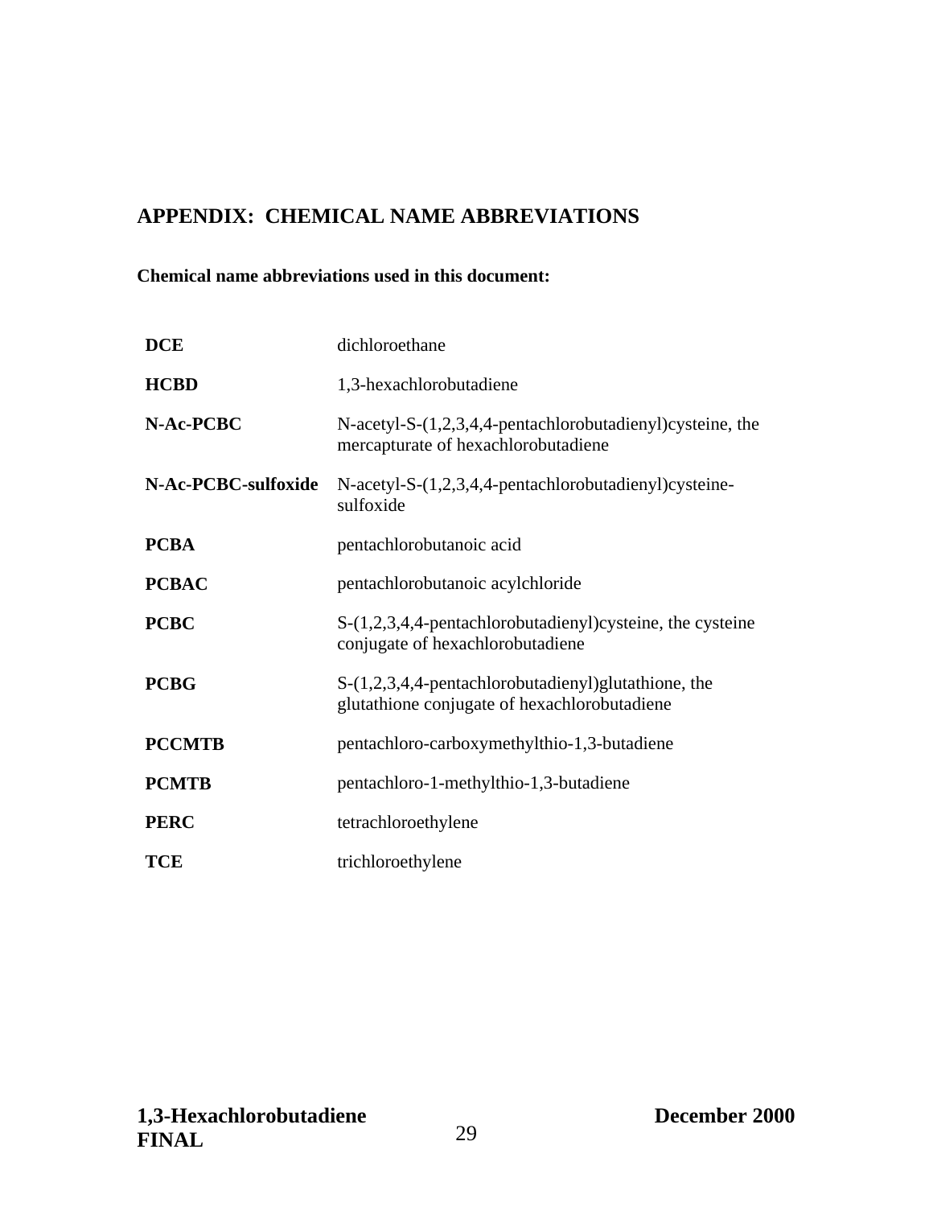# APPENDIX: CHEMICAL NAME ABBREVIATIONS

**Chemical name abbreviations used in this document:**

| | |
|---|---|
| **DCE** | dichloroethane |
| **HCBD** | 1,3-hexachlorobutadiene |
| **N-Ac-PCBC** | N-acetyl-S-(1,2,3,4,4-pentachlorobutadienyl)cysteine, the mercapturate of hexachlorobutadiene |
| **N-Ac-PCBC-sulfoxide** | N-acetyl-S-(1,2,3,4,4-pentachlorobutadienyl)cysteine-sulfoxide |
| **PCBA** | pentachlorobutanoic acid |
| **PCBAC** | pentachlorobutanoic acylchloride |
| **PCBC** | S-(1,2,3,4,4-pentachlorobutadienyl)cysteine, the cysteine conjugate of hexachlorobutadiene |
| **PCBG** | S-(1,2,3,4,4-pentachlorobutadienyl)glutathione, the glutathione conjugate of hexachlorobutadiene |
| **PCCMTB** | pentachloro-carboxymethylthio-1,3-butadiene |
| **PCMTB** | pentachloro-1-methylthio-1,3-butadiene |
| **PERC** | tetrachloroethylene |
| **TCE** | trichloroethylene |